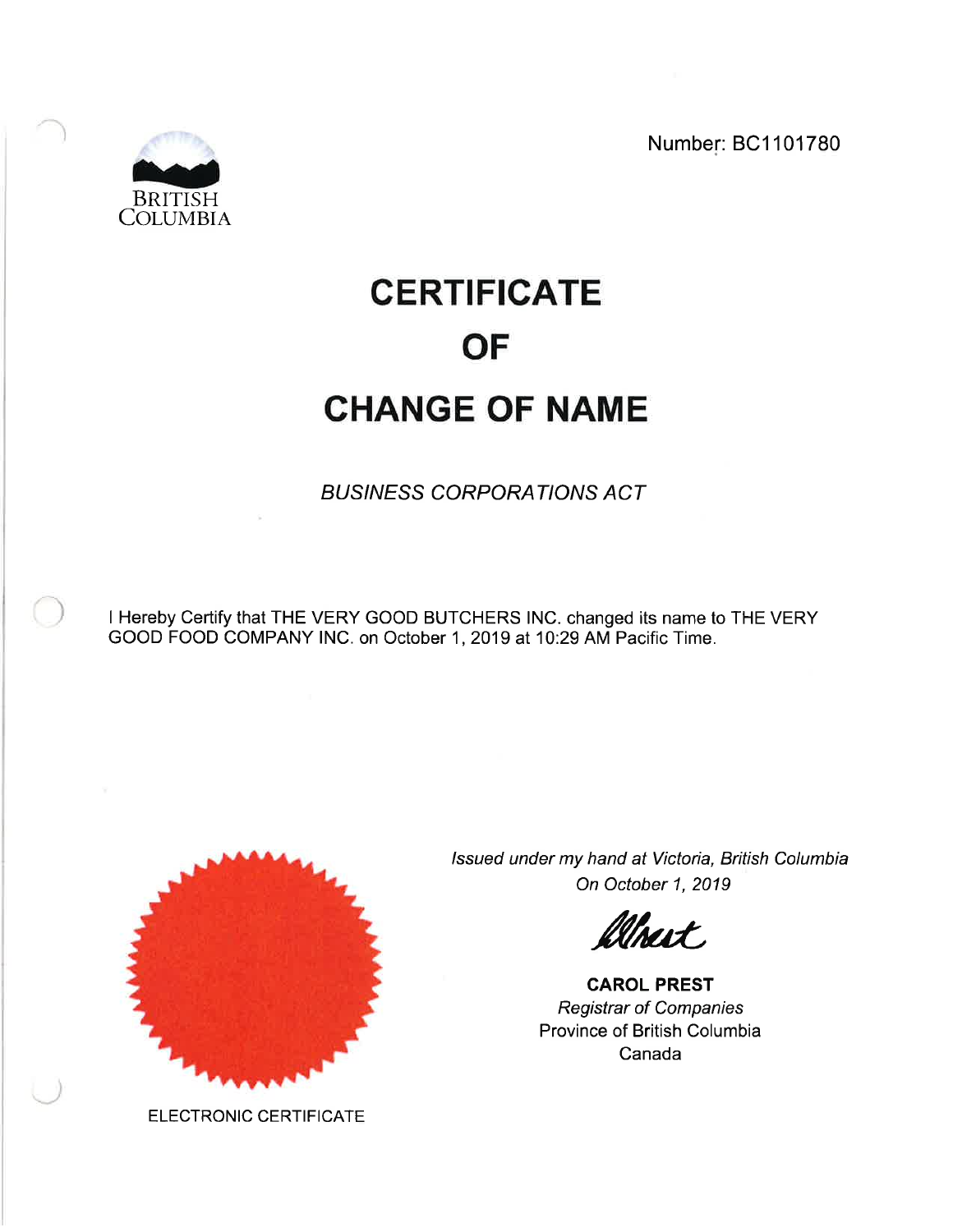BRITISH COLUMBIA

Number: BC1101780

# CERTIFICATE
# OF
# CHANGE OF NAME

*BUSINESS CORPORATIONS ACT*

I Hereby Certify that THE VERY GOOD BUTCHERS INC. changed its name to THE VERY GOOD FOOD COMPANY INC. on October 1, 2019 at 10:29 AM Pacific Time.

*Issued under my hand at Victoria, British Columbia*
*On October 1, 2019*

**CAROL PREST**
*Registrar of Companies*
Province of British Columbia
Canada

ELECTRONIC CERTIFICATE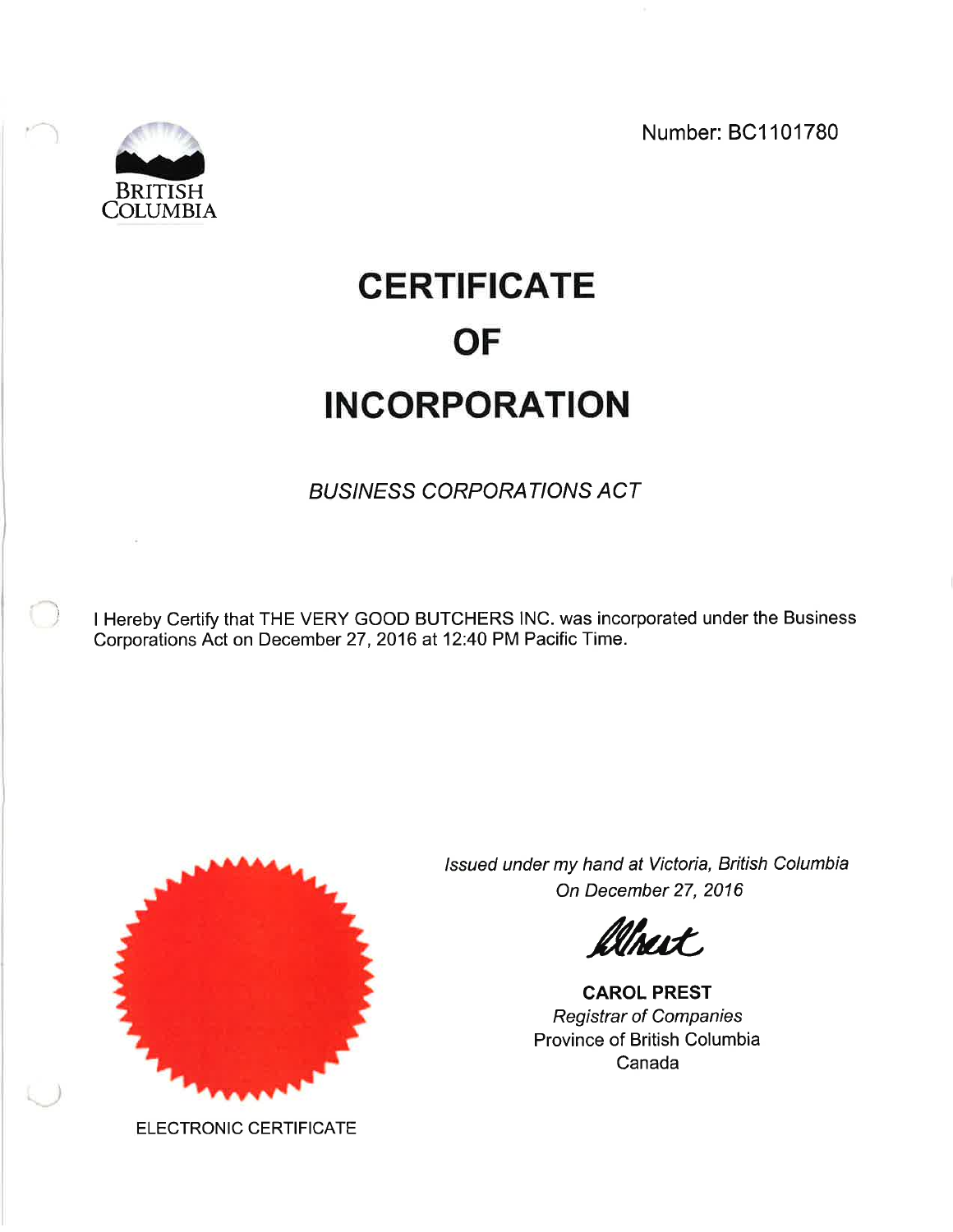BRITISH COLUMBIA

Number: BC1101780

# CERTIFICATE
# OF
# INCORPORATION

*BUSINESS CORPORATIONS ACT*

I Hereby Certify that THE VERY GOOD BUTCHERS INC. was incorporated under the Business Corporations Act on December 27, 2016 at 12:40 PM Pacific Time.

*Issued under my hand at Victoria, British Columbia*
*On December 27, 2016*

**CAROL PREST**
*Registrar of Companies*
Province of British Columbia
Canada

ELECTRONIC CERTIFICATE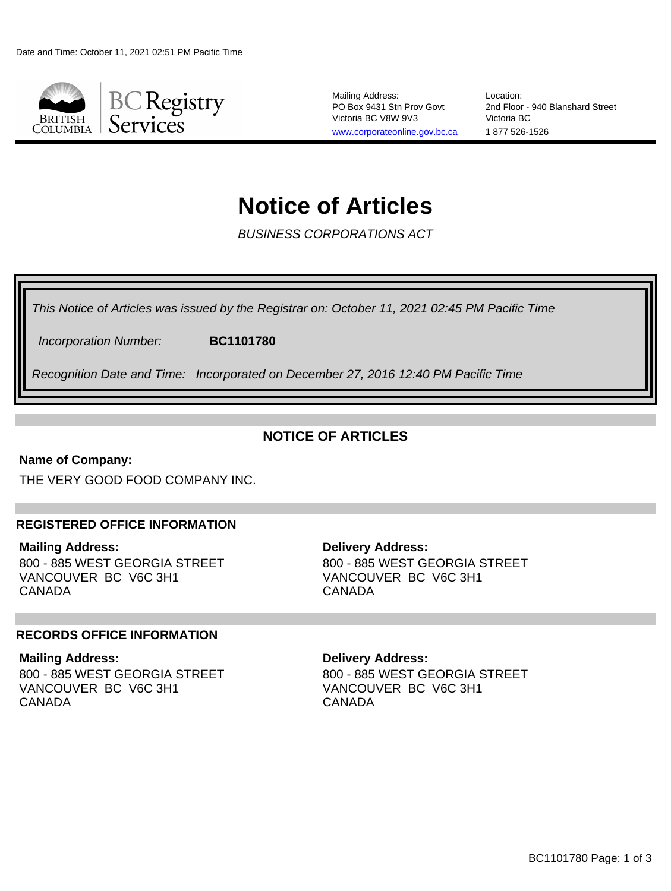Date and Time: October 11, 2021 02:51 PM Pacific Time

BC Registry Services

Mailing Address:
PO Box 9431 Stn Prov Govt
Victoria BC V8W 9V3
www.corporateonline.gov.bc.ca

Location:
2nd Floor - 940 Blanshard Street
Victoria BC
1 877 526-1526

# Notice of Articles

*BUSINESS CORPORATIONS ACT*

*This Notice of Articles was issued by the Registrar on: October 11, 2021 02:45 PM Pacific Time*

*Incorporation Number:* **BC1101780**

*Recognition Date and Time: Incorporated on December 27, 2016 12:40 PM Pacific Time*

## NOTICE OF ARTICLES

**Name of Company:**

THE VERY GOOD FOOD COMPANY INC.

### REGISTERED OFFICE INFORMATION

**Mailing Address:**
800 - 885 WEST GEORGIA STREET
VANCOUVER BC V6C 3H1
CANADA

**Delivery Address:**
800 - 885 WEST GEORGIA STREET
VANCOUVER BC V6C 3H1
CANADA

### RECORDS OFFICE INFORMATION

**Mailing Address:**
800 - 885 WEST GEORGIA STREET
VANCOUVER BC V6C 3H1
CANADA

**Delivery Address:**
800 - 885 WEST GEORGIA STREET
VANCOUVER BC V6C 3H1
CANADA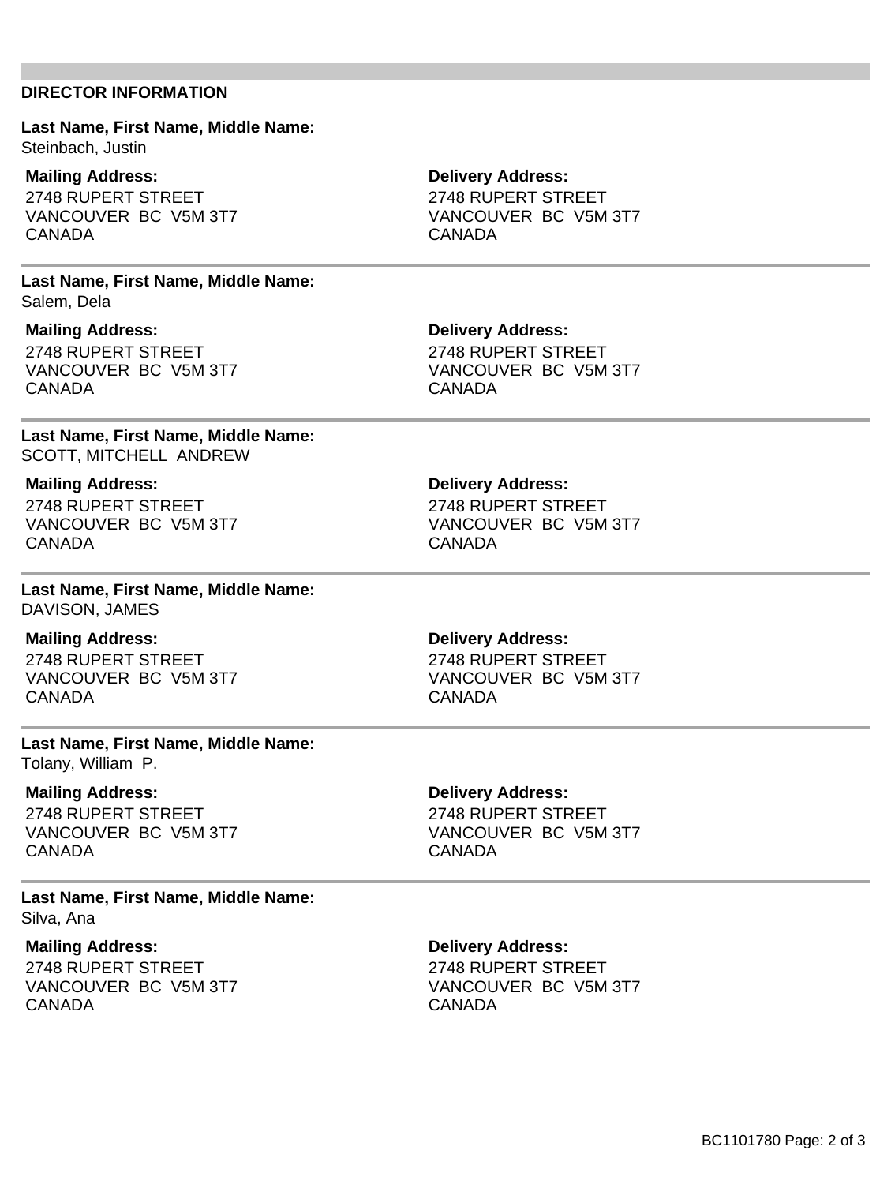## DIRECTOR INFORMATION

**Last Name, First Name, Middle Name:**
Steinbach, Justin

**Mailing Address:**
2748 RUPERT STREET
VANCOUVER BC V5M 3T7
CANADA

**Delivery Address:**
2748 RUPERT STREET
VANCOUVER BC V5M 3T7
CANADA

---

**Last Name, First Name, Middle Name:**
Salem, Dela

**Mailing Address:**
2748 RUPERT STREET
VANCOUVER BC V5M 3T7
CANADA

**Delivery Address:**
2748 RUPERT STREET
VANCOUVER BC V5M 3T7
CANADA

---

**Last Name, First Name, Middle Name:**
SCOTT, MITCHELL ANDREW

**Mailing Address:**
2748 RUPERT STREET
VANCOUVER BC V5M 3T7
CANADA

**Delivery Address:**
2748 RUPERT STREET
VANCOUVER BC V5M 3T7
CANADA

---

**Last Name, First Name, Middle Name:**
DAVISON, JAMES

**Mailing Address:**
2748 RUPERT STREET
VANCOUVER BC V5M 3T7
CANADA

**Delivery Address:**
2748 RUPERT STREET
VANCOUVER BC V5M 3T7
CANADA

---

**Last Name, First Name, Middle Name:**
Tolany, William P.

**Mailing Address:**
2748 RUPERT STREET
VANCOUVER BC V5M 3T7
CANADA

**Delivery Address:**
2748 RUPERT STREET
VANCOUVER BC V5M 3T7
CANADA

---

**Last Name, First Name, Middle Name:**
Silva, Ana

**Mailing Address:**
2748 RUPERT STREET
VANCOUVER BC V5M 3T7
CANADA

**Delivery Address:**
2748 RUPERT STREET
VANCOUVER BC V5M 3T7
CANADA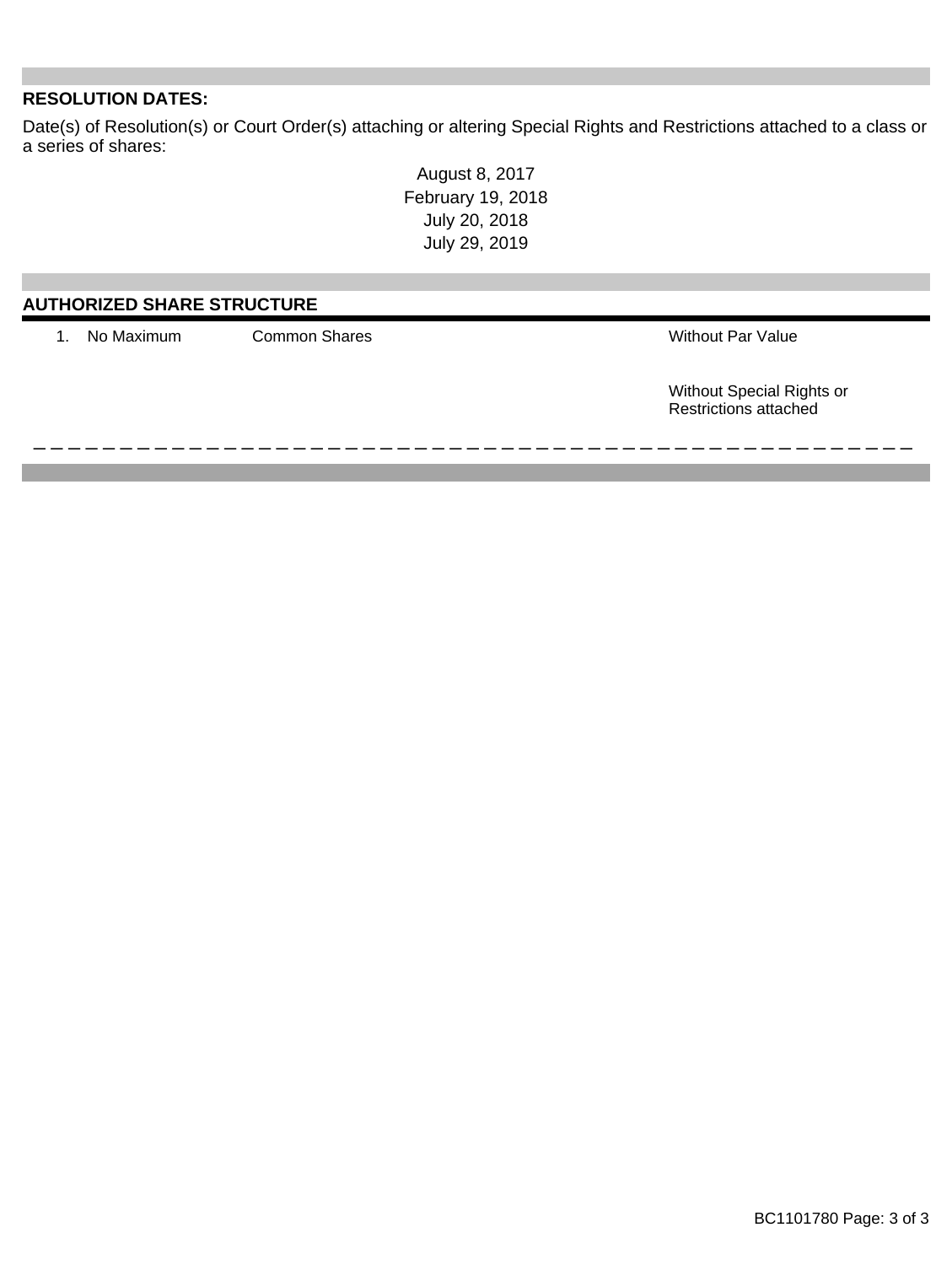## RESOLUTION DATES:

Date(s) of Resolution(s) or Court Order(s) attaching or altering Special Rights and Restrictions attached to a class or a series of shares:

August 8, 2017
February 19, 2018
July 20, 2018
July 29, 2019

## AUTHORIZED SHARE STRUCTURE

| | | | |
|---|---|---|---|
| 1. | No Maximum | Common Shares | Without Par Value<br><br>Without Special Rights or Restrictions attached |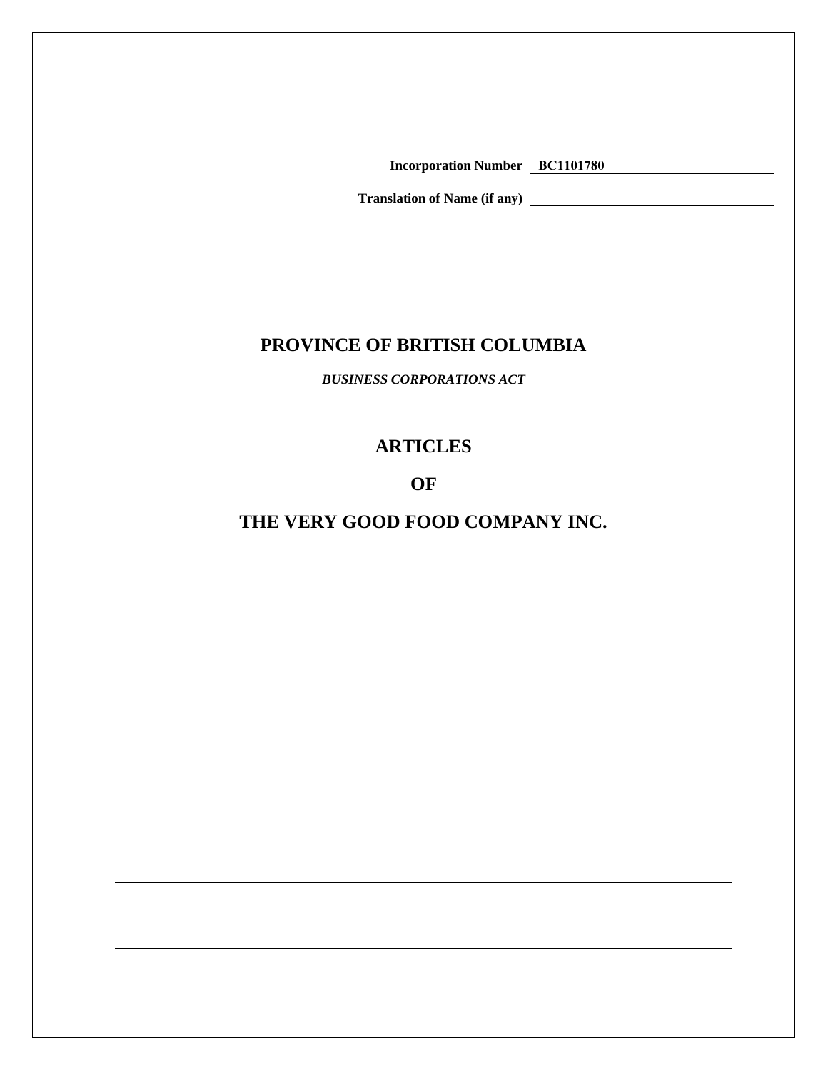**Incorporation Number** **BC1101780**

**Translation of Name (if any)**

# PROVINCE OF BRITISH COLUMBIA

***BUSINESS CORPORATIONS ACT***

# ARTICLES

# OF

# THE VERY GOOD FOOD COMPANY INC.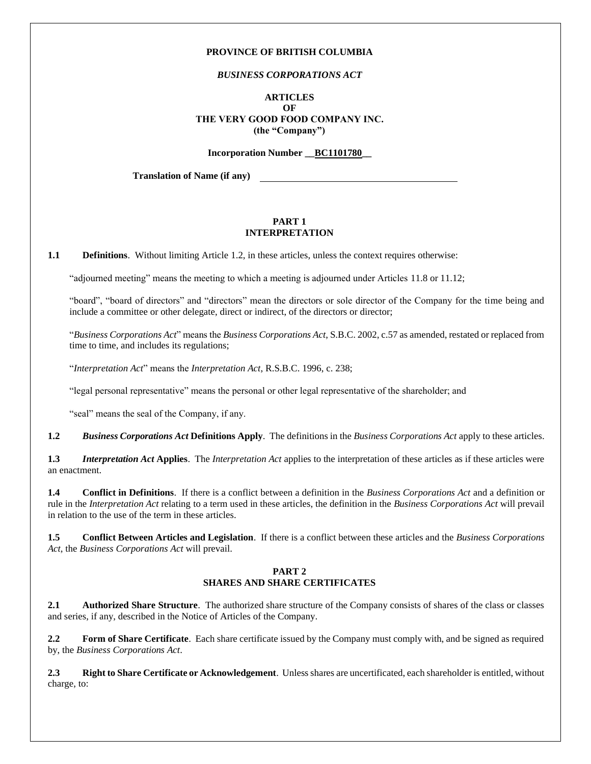**PROVINCE OF BRITISH COLUMBIA**

***BUSINESS CORPORATIONS ACT***

**ARTICLES**
**OF**
**THE VERY GOOD FOOD COMPANY INC.**
**(the "Company")**

**Incorporation Number __BC1101780__**

**Translation of Name (if any)** ________________________________________

## PART 1
## INTERPRETATION

**1.1 Definitions**. Without limiting Article 1.2, in these articles, unless the context requires otherwise:

"adjourned meeting" means the meeting to which a meeting is adjourned under Articles 11.8 or 11.12;

"board", "board of directors" and "directors" mean the directors or sole director of the Company for the time being and include a committee or other delegate, direct or indirect, of the directors or director;

"*Business Corporations Act*" means the *Business Corporations Act*, S.B.C. 2002, c.57 as amended, restated or replaced from time to time, and includes its regulations;

"*Interpretation Act*" means the *Interpretation Act*, R.S.B.C. 1996, c. 238;

"legal personal representative" means the personal or other legal representative of the shareholder; and

"seal" means the seal of the Company, if any.

**1.2 *Business Corporations Act* Definitions Apply**. The definitions in the *Business Corporations Act* apply to these articles.

**1.3 *Interpretation Act* Applies**. The *Interpretation Act* applies to the interpretation of these articles as if these articles were an enactment.

**1.4 Conflict in Definitions**. If there is a conflict between a definition in the *Business Corporations Act* and a definition or rule in the *Interpretation Act* relating to a term used in these articles, the definition in the *Business Corporations Act* will prevail in relation to the use of the term in these articles.

**1.5 Conflict Between Articles and Legislation**. If there is a conflict between these articles and the *Business Corporations Act*, the *Business Corporations Act* will prevail.

## PART 2
## SHARES AND SHARE CERTIFICATES

**2.1 Authorized Share Structure**. The authorized share structure of the Company consists of shares of the class or classes and series, if any, described in the Notice of Articles of the Company.

**2.2 Form of Share Certificate**. Each share certificate issued by the Company must comply with, and be signed as required by, the *Business Corporations Act*.

**2.3 Right to Share Certificate or Acknowledgement**. Unless shares are uncertificated, each shareholder is entitled, without charge, to: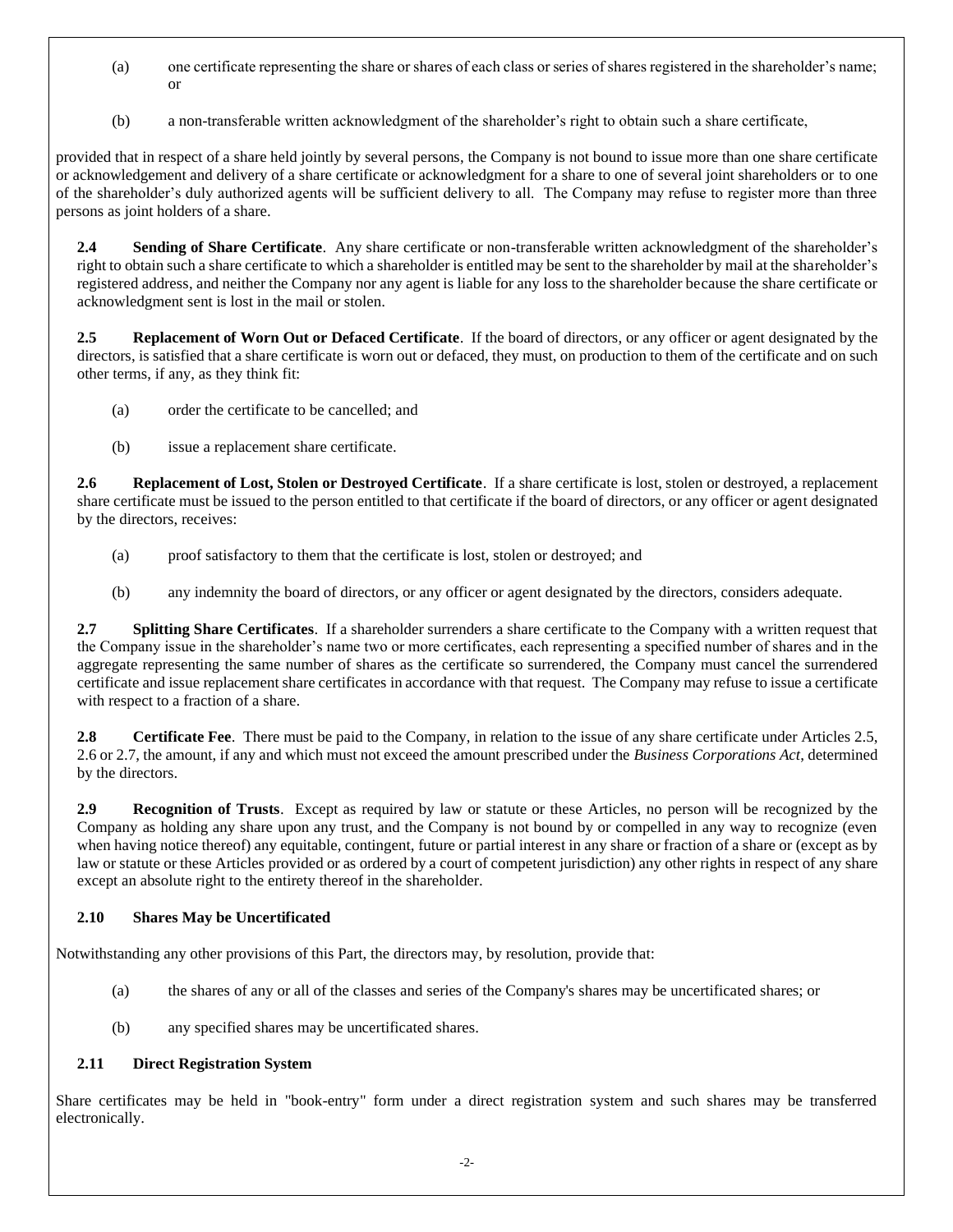(a) one certificate representing the share or shares of each class or series of shares registered in the shareholder's name; or

(b) a non-transferable written acknowledgment of the shareholder's right to obtain such a share certificate,

provided that in respect of a share held jointly by several persons, the Company is not bound to issue more than one share certificate or acknowledgement and delivery of a share certificate or acknowledgment for a share to one of several joint shareholders or to one of the shareholder's duly authorized agents will be sufficient delivery to all. The Company may refuse to register more than three persons as joint holders of a share.

**2.4 Sending of Share Certificate**. Any share certificate or non-transferable written acknowledgment of the shareholder's right to obtain such a share certificate to which a shareholder is entitled may be sent to the shareholder by mail at the shareholder's registered address, and neither the Company nor any agent is liable for any loss to the shareholder because the share certificate or acknowledgment sent is lost in the mail or stolen.

**2.5 Replacement of Worn Out or Defaced Certificate**. If the board of directors, or any officer or agent designated by the directors, is satisfied that a share certificate is worn out or defaced, they must, on production to them of the certificate and on such other terms, if any, as they think fit:

(a) order the certificate to be cancelled; and

(b) issue a replacement share certificate.

**2.6 Replacement of Lost, Stolen or Destroyed Certificate**. If a share certificate is lost, stolen or destroyed, a replacement share certificate must be issued to the person entitled to that certificate if the board of directors, or any officer or agent designated by the directors, receives:

(a) proof satisfactory to them that the certificate is lost, stolen or destroyed; and

(b) any indemnity the board of directors, or any officer or agent designated by the directors, considers adequate.

**2.7 Splitting Share Certificates**. If a shareholder surrenders a share certificate to the Company with a written request that the Company issue in the shareholder's name two or more certificates, each representing a specified number of shares and in the aggregate representing the same number of shares as the certificate so surrendered, the Company must cancel the surrendered certificate and issue replacement share certificates in accordance with that request. The Company may refuse to issue a certificate with respect to a fraction of a share.

**2.8 Certificate Fee**. There must be paid to the Company, in relation to the issue of any share certificate under Articles 2.5, 2.6 or 2.7, the amount, if any and which must not exceed the amount prescribed under the *Business Corporations Act*, determined by the directors.

**2.9 Recognition of Trusts**. Except as required by law or statute or these Articles, no person will be recognized by the Company as holding any share upon any trust, and the Company is not bound by or compelled in any way to recognize (even when having notice thereof) any equitable, contingent, future or partial interest in any share or fraction of a share or (except as by law or statute or these Articles provided or as ordered by a court of competent jurisdiction) any other rights in respect of any share except an absolute right to the entirety thereof in the shareholder.

**2.10 Shares May be Uncertificated**

Notwithstanding any other provisions of this Part, the directors may, by resolution, provide that:

(a) the shares of any or all of the classes and series of the Company's shares may be uncertificated shares; or

(b) any specified shares may be uncertificated shares.

**2.11 Direct Registration System**

Share certificates may be held in "book-entry" form under a direct registration system and such shares may be transferred electronically.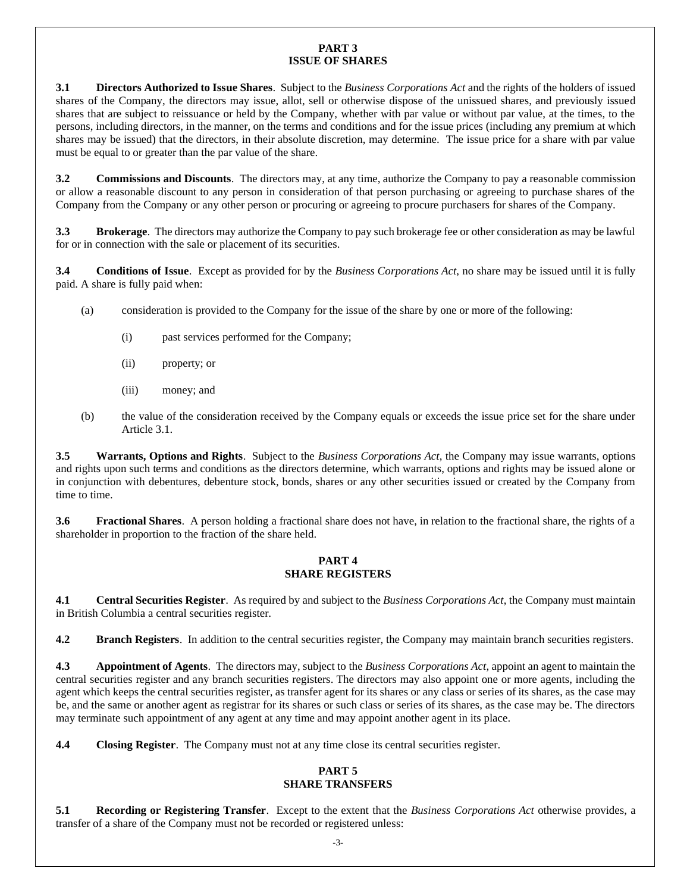## PART 3
## ISSUE OF SHARES

**3.1 Directors Authorized to Issue Shares**. Subject to the *Business Corporations Act* and the rights of the holders of issued shares of the Company, the directors may issue, allot, sell or otherwise dispose of the unissued shares, and previously issued shares that are subject to reissuance or held by the Company, whether with par value or without par value, at the times, to the persons, including directors, in the manner, on the terms and conditions and for the issue prices (including any premium at which shares may be issued) that the directors, in their absolute discretion, may determine. The issue price for a share with par value must be equal to or greater than the par value of the share.

**3.2 Commissions and Discounts**. The directors may, at any time, authorize the Company to pay a reasonable commission or allow a reasonable discount to any person in consideration of that person purchasing or agreeing to purchase shares of the Company from the Company or any other person or procuring or agreeing to procure purchasers for shares of the Company.

**3.3 Brokerage**. The directors may authorize the Company to pay such brokerage fee or other consideration as may be lawful for or in connection with the sale or placement of its securities.

**3.4 Conditions of Issue**. Except as provided for by the *Business Corporations Act*, no share may be issued until it is fully paid. A share is fully paid when:

(a) consideration is provided to the Company for the issue of the share by one or more of the following:

(i) past services performed for the Company;

(ii) property; or

(iii) money; and

(b) the value of the consideration received by the Company equals or exceeds the issue price set for the share under Article 3.1.

**3.5 Warrants, Options and Rights**. Subject to the *Business Corporations Act*, the Company may issue warrants, options and rights upon such terms and conditions as the directors determine, which warrants, options and rights may be issued alone or in conjunction with debentures, debenture stock, bonds, shares or any other securities issued or created by the Company from time to time.

**3.6 Fractional Shares**. A person holding a fractional share does not have, in relation to the fractional share, the rights of a shareholder in proportion to the fraction of the share held.

## PART 4
## SHARE REGISTERS

**4.1 Central Securities Register**. As required by and subject to the *Business Corporations Act*, the Company must maintain in British Columbia a central securities register.

**4.2 Branch Registers**. In addition to the central securities register, the Company may maintain branch securities registers.

**4.3 Appointment of Agents**. The directors may, subject to the *Business Corporations Act*, appoint an agent to maintain the central securities register and any branch securities registers. The directors may also appoint one or more agents, including the agent which keeps the central securities register, as transfer agent for its shares or any class or series of its shares, as the case may be, and the same or another agent as registrar for its shares or such class or series of its shares, as the case may be. The directors may terminate such appointment of any agent at any time and may appoint another agent in its place.

**4.4 Closing Register**. The Company must not at any time close its central securities register.

## PART 5
## SHARE TRANSFERS

**5.1 Recording or Registering Transfer**. Except to the extent that the *Business Corporations Act* otherwise provides, a transfer of a share of the Company must not be recorded or registered unless: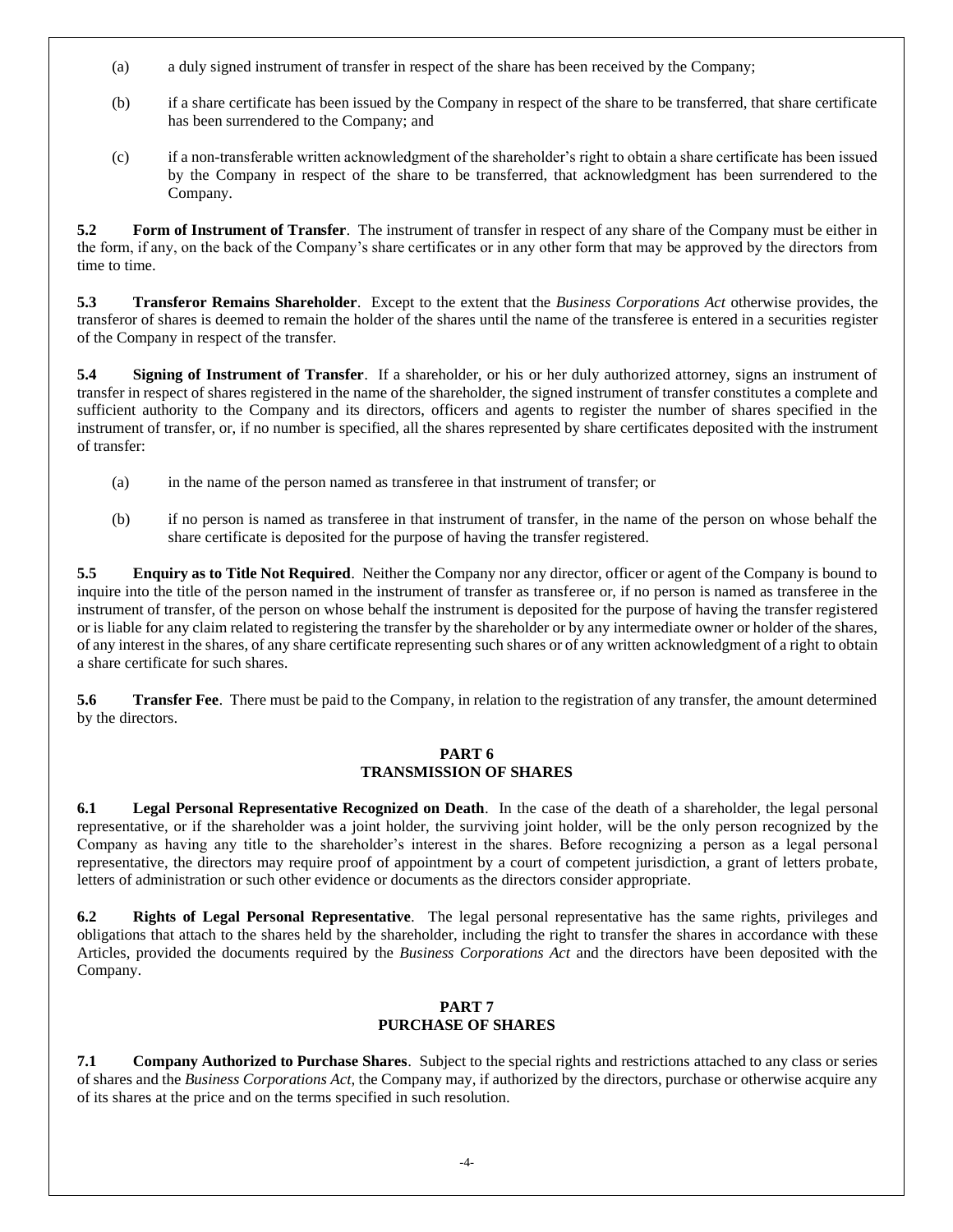(a) a duly signed instrument of transfer in respect of the share has been received by the Company;

(b) if a share certificate has been issued by the Company in respect of the share to be transferred, that share certificate has been surrendered to the Company; and

(c) if a non-transferable written acknowledgment of the shareholder's right to obtain a share certificate has been issued by the Company in respect of the share to be transferred, that acknowledgment has been surrendered to the Company.

**5.2 Form of Instrument of Transfer**. The instrument of transfer in respect of any share of the Company must be either in the form, if any, on the back of the Company's share certificates or in any other form that may be approved by the directors from time to time.

**5.3 Transferor Remains Shareholder**. Except to the extent that the *Business Corporations Act* otherwise provides, the transferor of shares is deemed to remain the holder of the shares until the name of the transferee is entered in a securities register of the Company in respect of the transfer.

**5.4 Signing of Instrument of Transfer**. If a shareholder, or his or her duly authorized attorney, signs an instrument of transfer in respect of shares registered in the name of the shareholder, the signed instrument of transfer constitutes a complete and sufficient authority to the Company and its directors, officers and agents to register the number of shares specified in the instrument of transfer, or, if no number is specified, all the shares represented by share certificates deposited with the instrument of transfer:

(a) in the name of the person named as transferee in that instrument of transfer; or

(b) if no person is named as transferee in that instrument of transfer, in the name of the person on whose behalf the share certificate is deposited for the purpose of having the transfer registered.

**5.5 Enquiry as to Title Not Required**. Neither the Company nor any director, officer or agent of the Company is bound to inquire into the title of the person named in the instrument of transfer as transferee or, if no person is named as transferee in the instrument of transfer, of the person on whose behalf the instrument is deposited for the purpose of having the transfer registered or is liable for any claim related to registering the transfer by the shareholder or by any intermediate owner or holder of the shares, of any interest in the shares, of any share certificate representing such shares or of any written acknowledgment of a right to obtain a share certificate for such shares.

**5.6 Transfer Fee**. There must be paid to the Company, in relation to the registration of any transfer, the amount determined by the directors.

## PART 6
## TRANSMISSION OF SHARES

**6.1 Legal Personal Representative Recognized on Death**. In the case of the death of a shareholder, the legal personal representative, or if the shareholder was a joint holder, the surviving joint holder, will be the only person recognized by the Company as having any title to the shareholder's interest in the shares. Before recognizing a person as a legal personal representative, the directors may require proof of appointment by a court of competent jurisdiction, a grant of letters probate, letters of administration or such other evidence or documents as the directors consider appropriate.

**6.2 Rights of Legal Personal Representative**. The legal personal representative has the same rights, privileges and obligations that attach to the shares held by the shareholder, including the right to transfer the shares in accordance with these Articles, provided the documents required by the *Business Corporations Act* and the directors have been deposited with the Company.

## PART 7
## PURCHASE OF SHARES

**7.1 Company Authorized to Purchase Shares**. Subject to the special rights and restrictions attached to any class or series of shares and the *Business Corporations Act*, the Company may, if authorized by the directors, purchase or otherwise acquire any of its shares at the price and on the terms specified in such resolution.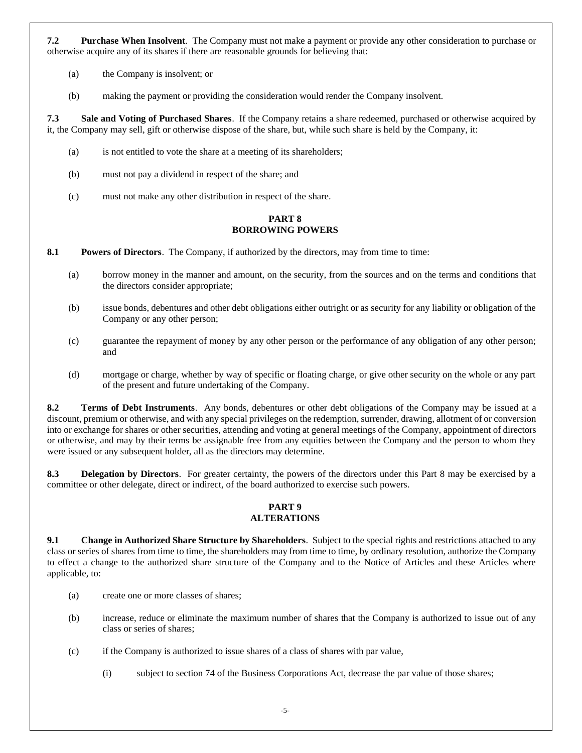**7.2 Purchase When Insolvent**. The Company must not make a payment or provide any other consideration to purchase or otherwise acquire any of its shares if there are reasonable grounds for believing that:

(a) the Company is insolvent; or

(b) making the payment or providing the consideration would render the Company insolvent.

**7.3 Sale and Voting of Purchased Shares**. If the Company retains a share redeemed, purchased or otherwise acquired by it, the Company may sell, gift or otherwise dispose of the share, but, while such share is held by the Company, it:

(a) is not entitled to vote the share at a meeting of its shareholders;

(b) must not pay a dividend in respect of the share; and

(c) must not make any other distribution in respect of the share.

## PART 8
## BORROWING POWERS

**8.1 Powers of Directors**. The Company, if authorized by the directors, may from time to time:

(a) borrow money in the manner and amount, on the security, from the sources and on the terms and conditions that the directors consider appropriate;

(b) issue bonds, debentures and other debt obligations either outright or as security for any liability or obligation of the Company or any other person;

(c) guarantee the repayment of money by any other person or the performance of any obligation of any other person; and

(d) mortgage or charge, whether by way of specific or floating charge, or give other security on the whole or any part of the present and future undertaking of the Company.

**8.2 Terms of Debt Instruments**. Any bonds, debentures or other debt obligations of the Company may be issued at a discount, premium or otherwise, and with any special privileges on the redemption, surrender, drawing, allotment of or conversion into or exchange for shares or other securities, attending and voting at general meetings of the Company, appointment of directors or otherwise, and may by their terms be assignable free from any equities between the Company and the person to whom they were issued or any subsequent holder, all as the directors may determine.

**8.3 Delegation by Directors**. For greater certainty, the powers of the directors under this Part 8 may be exercised by a committee or other delegate, direct or indirect, of the board authorized to exercise such powers.

## PART 9
## ALTERATIONS

**9.1 Change in Authorized Share Structure by Shareholders**. Subject to the special rights and restrictions attached to any class or series of shares from time to time, the shareholders may from time to time, by ordinary resolution, authorize the Company to effect a change to the authorized share structure of the Company and to the Notice of Articles and these Articles where applicable, to:

(a) create one or more classes of shares;

(b) increase, reduce or eliminate the maximum number of shares that the Company is authorized to issue out of any class or series of shares;

(c) if the Company is authorized to issue shares of a class of shares with par value,

(i) subject to section 74 of the Business Corporations Act, decrease the par value of those shares;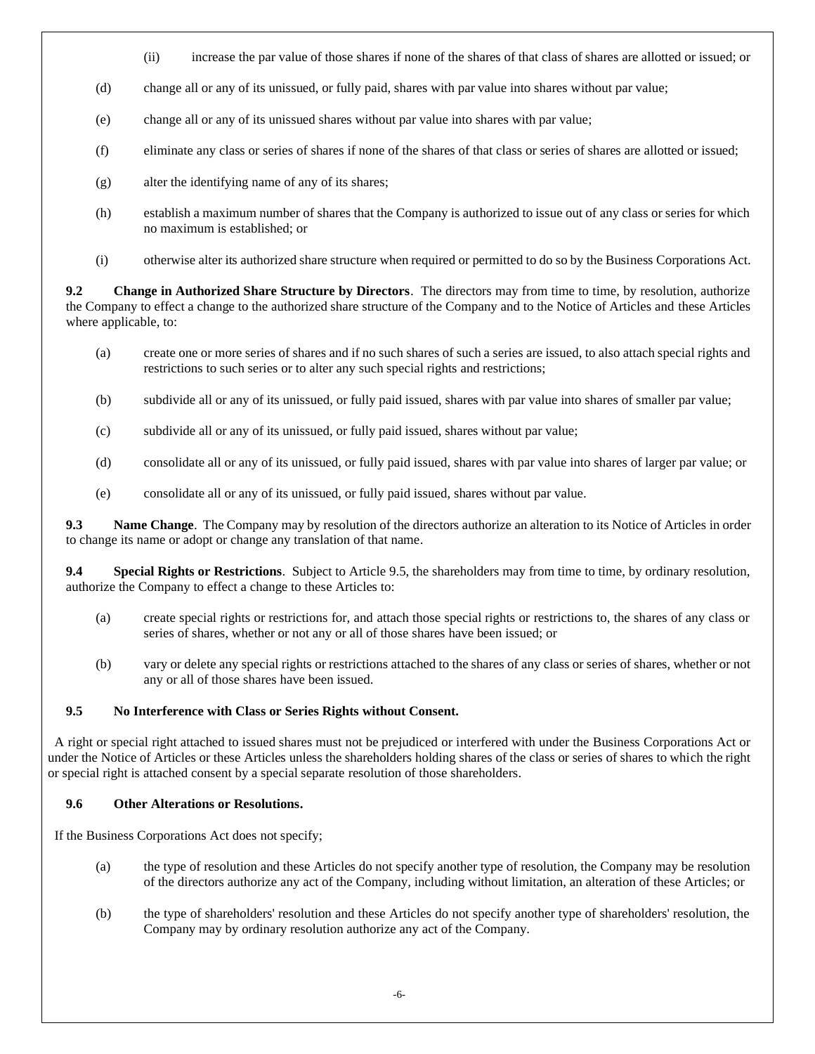(ii) increase the par value of those shares if none of the shares of that class of shares are allotted or issued; or

(d) change all or any of its unissued, or fully paid, shares with par value into shares without par value;

(e) change all or any of its unissued shares without par value into shares with par value;

(f) eliminate any class or series of shares if none of the shares of that class or series of shares are allotted or issued;

(g) alter the identifying name of any of its shares;

(h) establish a maximum number of shares that the Company is authorized to issue out of any class or series for which no maximum is established; or

(i) otherwise alter its authorized share structure when required or permitted to do so by the Business Corporations Act.

**9.2 Change in Authorized Share Structure by Directors**. The directors may from time to time, by resolution, authorize the Company to effect a change to the authorized share structure of the Company and to the Notice of Articles and these Articles where applicable, to:

(a) create one or more series of shares and if no such shares of such a series are issued, to also attach special rights and restrictions to such series or to alter any such special rights and restrictions;

(b) subdivide all or any of its unissued, or fully paid issued, shares with par value into shares of smaller par value;

(c) subdivide all or any of its unissued, or fully paid issued, shares without par value;

(d) consolidate all or any of its unissued, or fully paid issued, shares with par value into shares of larger par value; or

(e) consolidate all or any of its unissued, or fully paid issued, shares without par value.

**9.3 Name Change**. The Company may by resolution of the directors authorize an alteration to its Notice of Articles in order to change its name or adopt or change any translation of that name.

**9.4 Special Rights or Restrictions**. Subject to Article 9.5, the shareholders may from time to time, by ordinary resolution, authorize the Company to effect a change to these Articles to:

(a) create special rights or restrictions for, and attach those special rights or restrictions to, the shares of any class or series of shares, whether or not any or all of those shares have been issued; or

(b) vary or delete any special rights or restrictions attached to the shares of any class or series of shares, whether or not any or all of those shares have been issued.

**9.5 No Interference with Class or Series Rights without Consent.**

A right or special right attached to issued shares must not be prejudiced or interfered with under the Business Corporations Act or under the Notice of Articles or these Articles unless the shareholders holding shares of the class or series of shares to which the right or special right is attached consent by a special separate resolution of those shareholders.

**9.6 Other Alterations or Resolutions.**

If the Business Corporations Act does not specify;

(a) the type of resolution and these Articles do not specify another type of resolution, the Company may be resolution of the directors authorize any act of the Company, including without limitation, an alteration of these Articles; or

(b) the type of shareholders' resolution and these Articles do not specify another type of shareholders' resolution, the Company may by ordinary resolution authorize any act of the Company.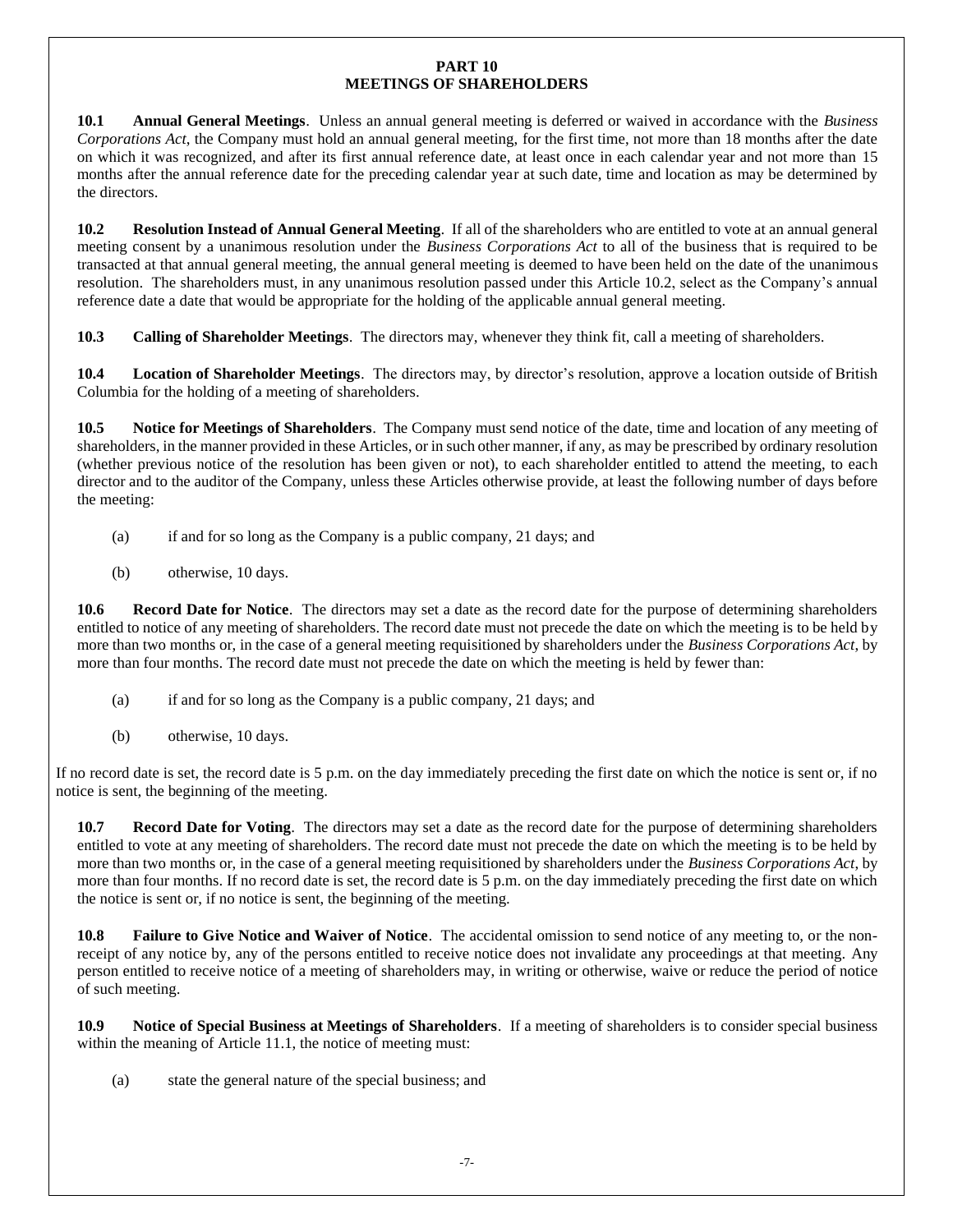## PART 10
## MEETINGS OF SHAREHOLDERS

**10.1 Annual General Meetings**. Unless an annual general meeting is deferred or waived in accordance with the *Business Corporations Act*, the Company must hold an annual general meeting, for the first time, not more than 18 months after the date on which it was recognized, and after its first annual reference date, at least once in each calendar year and not more than 15 months after the annual reference date for the preceding calendar year at such date, time and location as may be determined by the directors.

**10.2 Resolution Instead of Annual General Meeting**. If all of the shareholders who are entitled to vote at an annual general meeting consent by a unanimous resolution under the *Business Corporations Act* to all of the business that is required to be transacted at that annual general meeting, the annual general meeting is deemed to have been held on the date of the unanimous resolution. The shareholders must, in any unanimous resolution passed under this Article 10.2, select as the Company's annual reference date a date that would be appropriate for the holding of the applicable annual general meeting.

**10.3 Calling of Shareholder Meetings**. The directors may, whenever they think fit, call a meeting of shareholders.

**10.4 Location of Shareholder Meetings**. The directors may, by director's resolution, approve a location outside of British Columbia for the holding of a meeting of shareholders.

**10.5 Notice for Meetings of Shareholders**. The Company must send notice of the date, time and location of any meeting of shareholders, in the manner provided in these Articles, or in such other manner, if any, as may be prescribed by ordinary resolution (whether previous notice of the resolution has been given or not), to each shareholder entitled to attend the meeting, to each director and to the auditor of the Company, unless these Articles otherwise provide, at least the following number of days before the meeting:

(a) if and for so long as the Company is a public company, 21 days; and

(b) otherwise, 10 days.

**10.6 Record Date for Notice**. The directors may set a date as the record date for the purpose of determining shareholders entitled to notice of any meeting of shareholders. The record date must not precede the date on which the meeting is to be held by more than two months or, in the case of a general meeting requisitioned by shareholders under the *Business Corporations Act*, by more than four months. The record date must not precede the date on which the meeting is held by fewer than:

(a) if and for so long as the Company is a public company, 21 days; and

(b) otherwise, 10 days.

If no record date is set, the record date is 5 p.m. on the day immediately preceding the first date on which the notice is sent or, if no notice is sent, the beginning of the meeting.

**10.7 Record Date for Voting**. The directors may set a date as the record date for the purpose of determining shareholders entitled to vote at any meeting of shareholders. The record date must not precede the date on which the meeting is to be held by more than two months or, in the case of a general meeting requisitioned by shareholders under the *Business Corporations Act*, by more than four months. If no record date is set, the record date is 5 p.m. on the day immediately preceding the first date on which the notice is sent or, if no notice is sent, the beginning of the meeting.

**10.8 Failure to Give Notice and Waiver of Notice**. The accidental omission to send notice of any meeting to, or the non-receipt of any notice by, any of the persons entitled to receive notice does not invalidate any proceedings at that meeting. Any person entitled to receive notice of a meeting of shareholders may, in writing or otherwise, waive or reduce the period of notice of such meeting.

**10.9 Notice of Special Business at Meetings of Shareholders**. If a meeting of shareholders is to consider special business within the meaning of Article 11.1, the notice of meeting must:

(a) state the general nature of the special business; and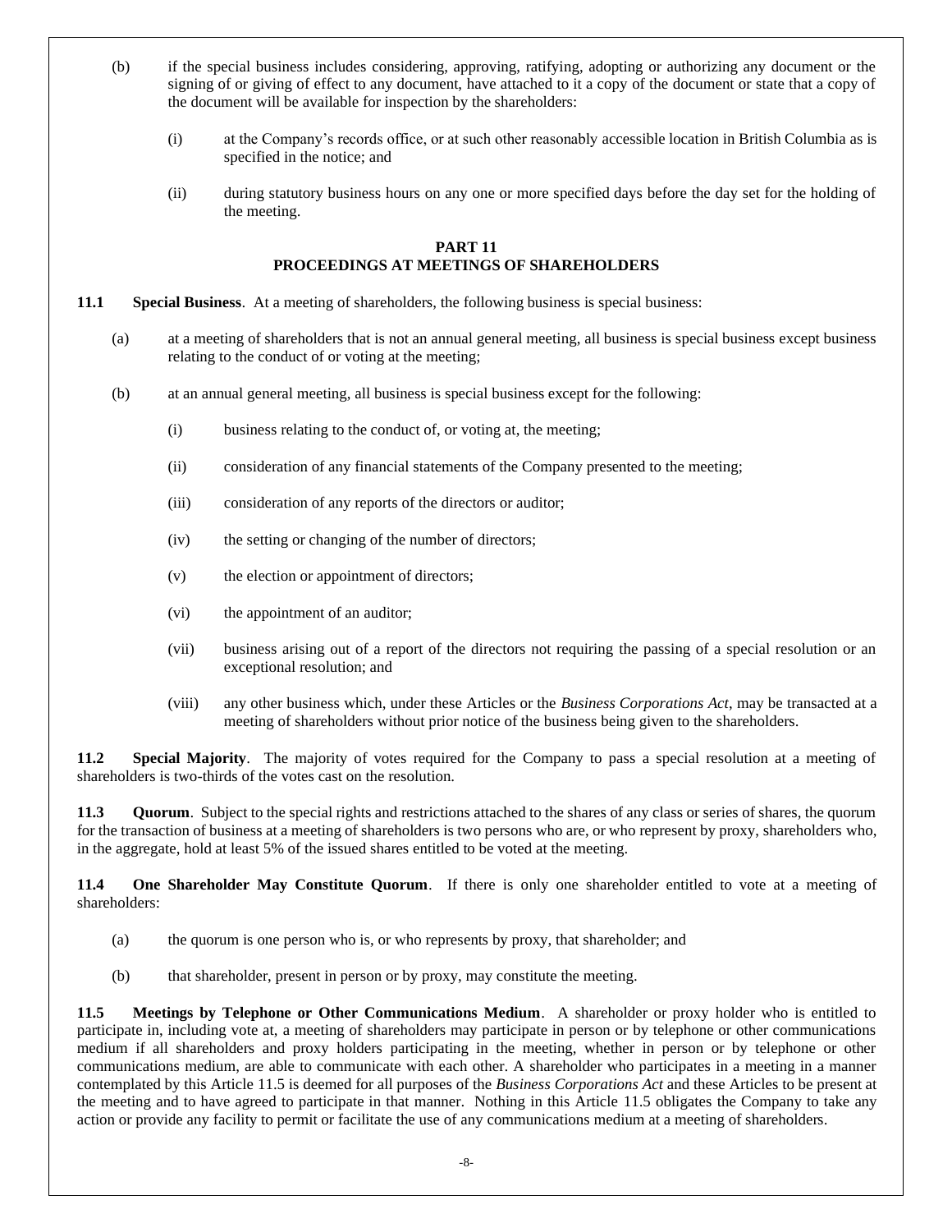(b) if the special business includes considering, approving, ratifying, adopting or authorizing any document or the signing of or giving of effect to any document, have attached to it a copy of the document or state that a copy of the document will be available for inspection by the shareholders:

   (i) at the Company's records office, or at such other reasonably accessible location in British Columbia as is specified in the notice; and

   (ii) during statutory business hours on any one or more specified days before the day set for the holding of the meeting.

## PART 11
## PROCEEDINGS AT MEETINGS OF SHAREHOLDERS

**11.1 Special Business**. At a meeting of shareholders, the following business is special business:

(a) at a meeting of shareholders that is not an annual general meeting, all business is special business except business relating to the conduct of or voting at the meeting;

(b) at an annual general meeting, all business is special business except for the following:

   (i) business relating to the conduct of, or voting at, the meeting;

   (ii) consideration of any financial statements of the Company presented to the meeting;

   (iii) consideration of any reports of the directors or auditor;

   (iv) the setting or changing of the number of directors;

   (v) the election or appointment of directors;

   (vi) the appointment of an auditor;

   (vii) business arising out of a report of the directors not requiring the passing of a special resolution or an exceptional resolution; and

   (viii) any other business which, under these Articles or the *Business Corporations Act*, may be transacted at a meeting of shareholders without prior notice of the business being given to the shareholders.

**11.2 Special Majority**. The majority of votes required for the Company to pass a special resolution at a meeting of shareholders is two-thirds of the votes cast on the resolution.

**11.3 Quorum**. Subject to the special rights and restrictions attached to the shares of any class or series of shares, the quorum for the transaction of business at a meeting of shareholders is two persons who are, or who represent by proxy, shareholders who, in the aggregate, hold at least 5% of the issued shares entitled to be voted at the meeting.

**11.4 One Shareholder May Constitute Quorum**. If there is only one shareholder entitled to vote at a meeting of shareholders:

(a) the quorum is one person who is, or who represents by proxy, that shareholder; and

(b) that shareholder, present in person or by proxy, may constitute the meeting.

**11.5 Meetings by Telephone or Other Communications Medium**. A shareholder or proxy holder who is entitled to participate in, including vote at, a meeting of shareholders may participate in person or by telephone or other communications medium if all shareholders and proxy holders participating in the meeting, whether in person or by telephone or other communications medium, are able to communicate with each other. A shareholder who participates in a meeting in a manner contemplated by this Article 11.5 is deemed for all purposes of the *Business Corporations Act* and these Articles to be present at the meeting and to have agreed to participate in that manner. Nothing in this Article 11.5 obligates the Company to take any action or provide any facility to permit or facilitate the use of any communications medium at a meeting of shareholders.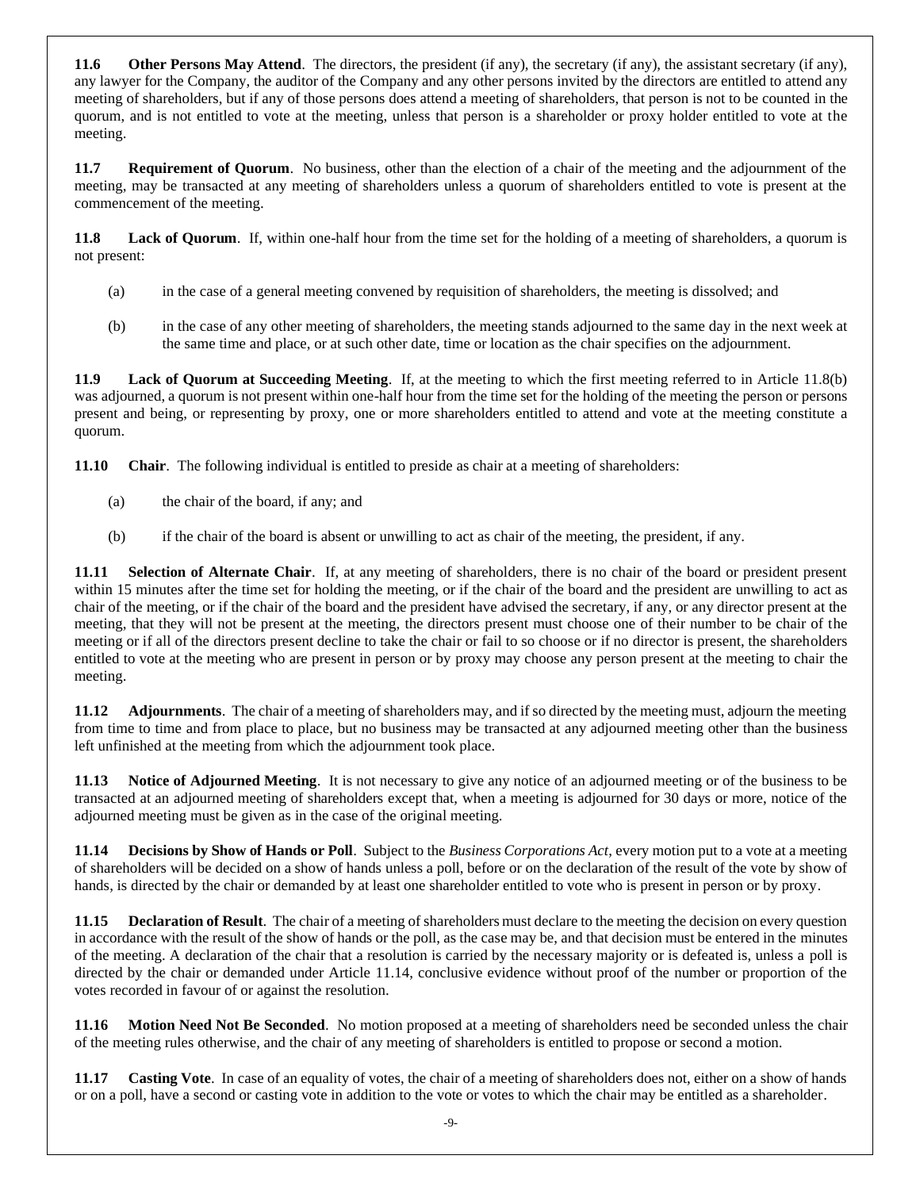**11.6 Other Persons May Attend**. The directors, the president (if any), the secretary (if any), the assistant secretary (if any), any lawyer for the Company, the auditor of the Company and any other persons invited by the directors are entitled to attend any meeting of shareholders, but if any of those persons does attend a meeting of shareholders, that person is not to be counted in the quorum, and is not entitled to vote at the meeting, unless that person is a shareholder or proxy holder entitled to vote at the meeting.

**11.7 Requirement of Quorum**. No business, other than the election of a chair of the meeting and the adjournment of the meeting, may be transacted at any meeting of shareholders unless a quorum of shareholders entitled to vote is present at the commencement of the meeting.

**11.8 Lack of Quorum**. If, within one-half hour from the time set for the holding of a meeting of shareholders, a quorum is not present:

(a) in the case of a general meeting convened by requisition of shareholders, the meeting is dissolved; and

(b) in the case of any other meeting of shareholders, the meeting stands adjourned to the same day in the next week at the same time and place, or at such other date, time or location as the chair specifies on the adjournment.

**11.9 Lack of Quorum at Succeeding Meeting**. If, at the meeting to which the first meeting referred to in Article 11.8(b) was adjourned, a quorum is not present within one-half hour from the time set for the holding of the meeting the person or persons present and being, or representing by proxy, one or more shareholders entitled to attend and vote at the meeting constitute a quorum.

**11.10 Chair**. The following individual is entitled to preside as chair at a meeting of shareholders:

(a) the chair of the board, if any; and

(b) if the chair of the board is absent or unwilling to act as chair of the meeting, the president, if any.

**11.11 Selection of Alternate Chair**. If, at any meeting of shareholders, there is no chair of the board or president present within 15 minutes after the time set for holding the meeting, or if the chair of the board and the president are unwilling to act as chair of the meeting, or if the chair of the board and the president have advised the secretary, if any, or any director present at the meeting, that they will not be present at the meeting, the directors present must choose one of their number to be chair of the meeting or if all of the directors present decline to take the chair or fail to so choose or if no director is present, the shareholders entitled to vote at the meeting who are present in person or by proxy may choose any person present at the meeting to chair the meeting.

**11.12 Adjournments**. The chair of a meeting of shareholders may, and if so directed by the meeting must, adjourn the meeting from time to time and from place to place, but no business may be transacted at any adjourned meeting other than the business left unfinished at the meeting from which the adjournment took place.

**11.13 Notice of Adjourned Meeting**. It is not necessary to give any notice of an adjourned meeting or of the business to be transacted at an adjourned meeting of shareholders except that, when a meeting is adjourned for 30 days or more, notice of the adjourned meeting must be given as in the case of the original meeting.

**11.14 Decisions by Show of Hands or Poll**. Subject to the *Business Corporations Act*, every motion put to a vote at a meeting of shareholders will be decided on a show of hands unless a poll, before or on the declaration of the result of the vote by show of hands, is directed by the chair or demanded by at least one shareholder entitled to vote who is present in person or by proxy.

**11.15 Declaration of Result**. The chair of a meeting of shareholders must declare to the meeting the decision on every question in accordance with the result of the show of hands or the poll, as the case may be, and that decision must be entered in the minutes of the meeting. A declaration of the chair that a resolution is carried by the necessary majority or is defeated is, unless a poll is directed by the chair or demanded under Article 11.14, conclusive evidence without proof of the number or proportion of the votes recorded in favour of or against the resolution.

**11.16 Motion Need Not Be Seconded**. No motion proposed at a meeting of shareholders need be seconded unless the chair of the meeting rules otherwise, and the chair of any meeting of shareholders is entitled to propose or second a motion.

**11.17 Casting Vote**. In case of an equality of votes, the chair of a meeting of shareholders does not, either on a show of hands or on a poll, have a second or casting vote in addition to the vote or votes to which the chair may be entitled as a shareholder.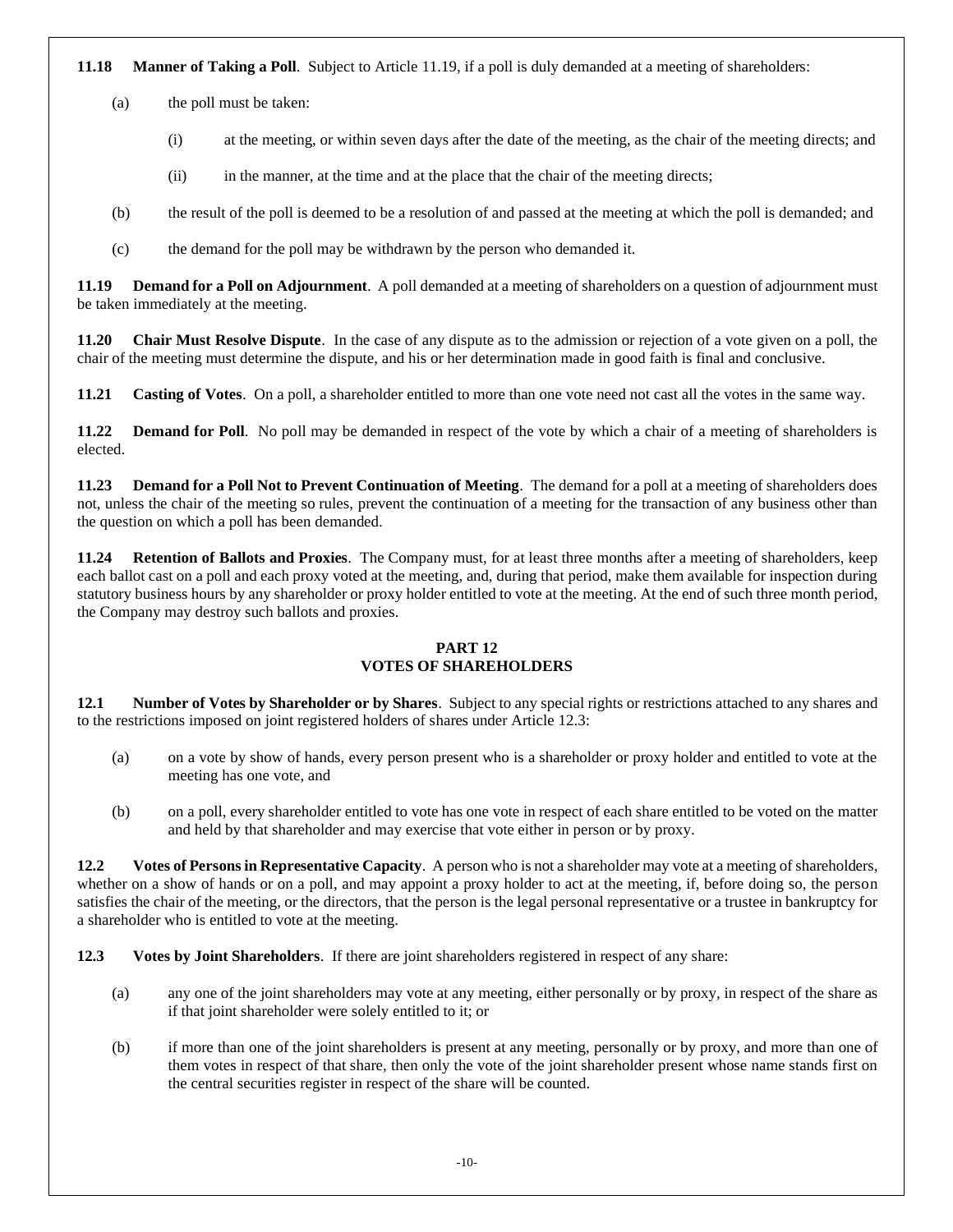**11.18 Manner of Taking a Poll**. Subject to Article 11.19, if a poll is duly demanded at a meeting of shareholders:

(a) the poll must be taken:

(i) at the meeting, or within seven days after the date of the meeting, as the chair of the meeting directs; and

(ii) in the manner, at the time and at the place that the chair of the meeting directs;

(b) the result of the poll is deemed to be a resolution of and passed at the meeting at which the poll is demanded; and

(c) the demand for the poll may be withdrawn by the person who demanded it.

**11.19 Demand for a Poll on Adjournment**. A poll demanded at a meeting of shareholders on a question of adjournment must be taken immediately at the meeting.

**11.20 Chair Must Resolve Dispute**. In the case of any dispute as to the admission or rejection of a vote given on a poll, the chair of the meeting must determine the dispute, and his or her determination made in good faith is final and conclusive.

**11.21 Casting of Votes**. On a poll, a shareholder entitled to more than one vote need not cast all the votes in the same way.

**11.22 Demand for Poll**. No poll may be demanded in respect of the vote by which a chair of a meeting of shareholders is elected.

**11.23 Demand for a Poll Not to Prevent Continuation of Meeting**. The demand for a poll at a meeting of shareholders does not, unless the chair of the meeting so rules, prevent the continuation of a meeting for the transaction of any business other than the question on which a poll has been demanded.

**11.24 Retention of Ballots and Proxies**. The Company must, for at least three months after a meeting of shareholders, keep each ballot cast on a poll and each proxy voted at the meeting, and, during that period, make them available for inspection during statutory business hours by any shareholder or proxy holder entitled to vote at the meeting. At the end of such three month period, the Company may destroy such ballots and proxies.

## PART 12
## VOTES OF SHAREHOLDERS

**12.1 Number of Votes by Shareholder or by Shares**. Subject to any special rights or restrictions attached to any shares and to the restrictions imposed on joint registered holders of shares under Article 12.3:

(a) on a vote by show of hands, every person present who is a shareholder or proxy holder and entitled to vote at the meeting has one vote, and

(b) on a poll, every shareholder entitled to vote has one vote in respect of each share entitled to be voted on the matter and held by that shareholder and may exercise that vote either in person or by proxy.

**12.2 Votes of Persons in Representative Capacity**. A person who is not a shareholder may vote at a meeting of shareholders, whether on a show of hands or on a poll, and may appoint a proxy holder to act at the meeting, if, before doing so, the person satisfies the chair of the meeting, or the directors, that the person is the legal personal representative or a trustee in bankruptcy for a shareholder who is entitled to vote at the meeting.

**12.3 Votes by Joint Shareholders**. If there are joint shareholders registered in respect of any share:

(a) any one of the joint shareholders may vote at any meeting, either personally or by proxy, in respect of the share as if that joint shareholder were solely entitled to it; or

(b) if more than one of the joint shareholders is present at any meeting, personally or by proxy, and more than one of them votes in respect of that share, then only the vote of the joint shareholder present whose name stands first on the central securities register in respect of the share will be counted.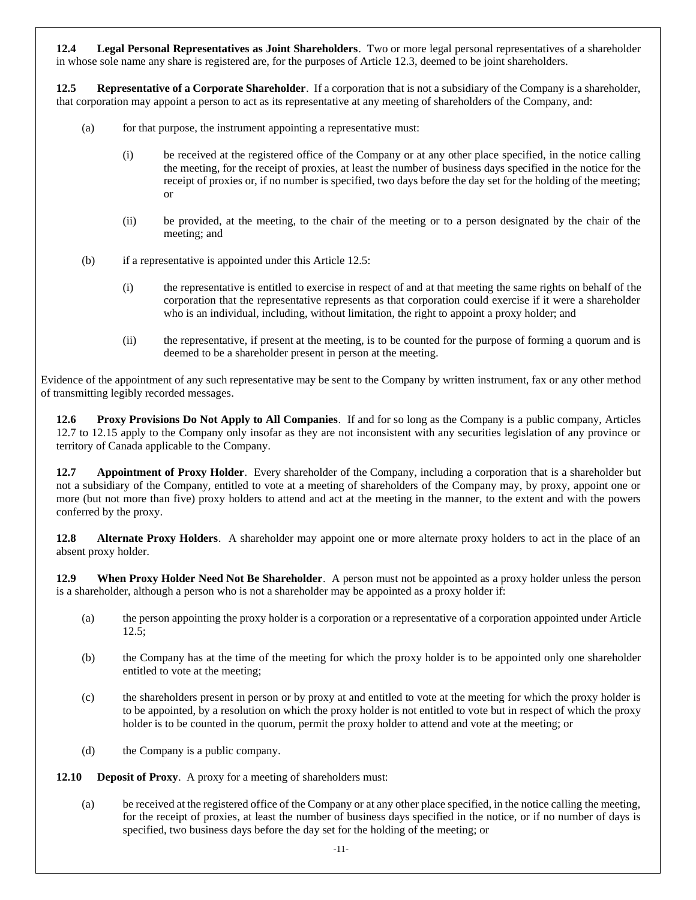**12.4 Legal Personal Representatives as Joint Shareholders**. Two or more legal personal representatives of a shareholder in whose sole name any share is registered are, for the purposes of Article 12.3, deemed to be joint shareholders.

**12.5 Representative of a Corporate Shareholder**. If a corporation that is not a subsidiary of the Company is a shareholder, that corporation may appoint a person to act as its representative at any meeting of shareholders of the Company, and:

(a) for that purpose, the instrument appointing a representative must:

(i) be received at the registered office of the Company or at any other place specified, in the notice calling the meeting, for the receipt of proxies, at least the number of business days specified in the notice for the receipt of proxies or, if no number is specified, two days before the day set for the holding of the meeting; or

(ii) be provided, at the meeting, to the chair of the meeting or to a person designated by the chair of the meeting; and

(b) if a representative is appointed under this Article 12.5:

(i) the representative is entitled to exercise in respect of and at that meeting the same rights on behalf of the corporation that the representative represents as that corporation could exercise if it were a shareholder who is an individual, including, without limitation, the right to appoint a proxy holder; and

(ii) the representative, if present at the meeting, is to be counted for the purpose of forming a quorum and is deemed to be a shareholder present in person at the meeting.

Evidence of the appointment of any such representative may be sent to the Company by written instrument, fax or any other method of transmitting legibly recorded messages.

**12.6 Proxy Provisions Do Not Apply to All Companies**. If and for so long as the Company is a public company, Articles 12.7 to 12.15 apply to the Company only insofar as they are not inconsistent with any securities legislation of any province or territory of Canada applicable to the Company.

**12.7 Appointment of Proxy Holder**. Every shareholder of the Company, including a corporation that is a shareholder but not a subsidiary of the Company, entitled to vote at a meeting of shareholders of the Company may, by proxy, appoint one or more (but not more than five) proxy holders to attend and act at the meeting in the manner, to the extent and with the powers conferred by the proxy.

**12.8 Alternate Proxy Holders**. A shareholder may appoint one or more alternate proxy holders to act in the place of an absent proxy holder.

**12.9 When Proxy Holder Need Not Be Shareholder**. A person must not be appointed as a proxy holder unless the person is a shareholder, although a person who is not a shareholder may be appointed as a proxy holder if:

(a) the person appointing the proxy holder is a corporation or a representative of a corporation appointed under Article 12.5;

(b) the Company has at the time of the meeting for which the proxy holder is to be appointed only one shareholder entitled to vote at the meeting;

(c) the shareholders present in person or by proxy at and entitled to vote at the meeting for which the proxy holder is to be appointed, by a resolution on which the proxy holder is not entitled to vote but in respect of which the proxy holder is to be counted in the quorum, permit the proxy holder to attend and vote at the meeting; or

(d) the Company is a public company.

**12.10 Deposit of Proxy**. A proxy for a meeting of shareholders must:

(a) be received at the registered office of the Company or at any other place specified, in the notice calling the meeting, for the receipt of proxies, at least the number of business days specified in the notice, or if no number of days is specified, two business days before the day set for the holding of the meeting; or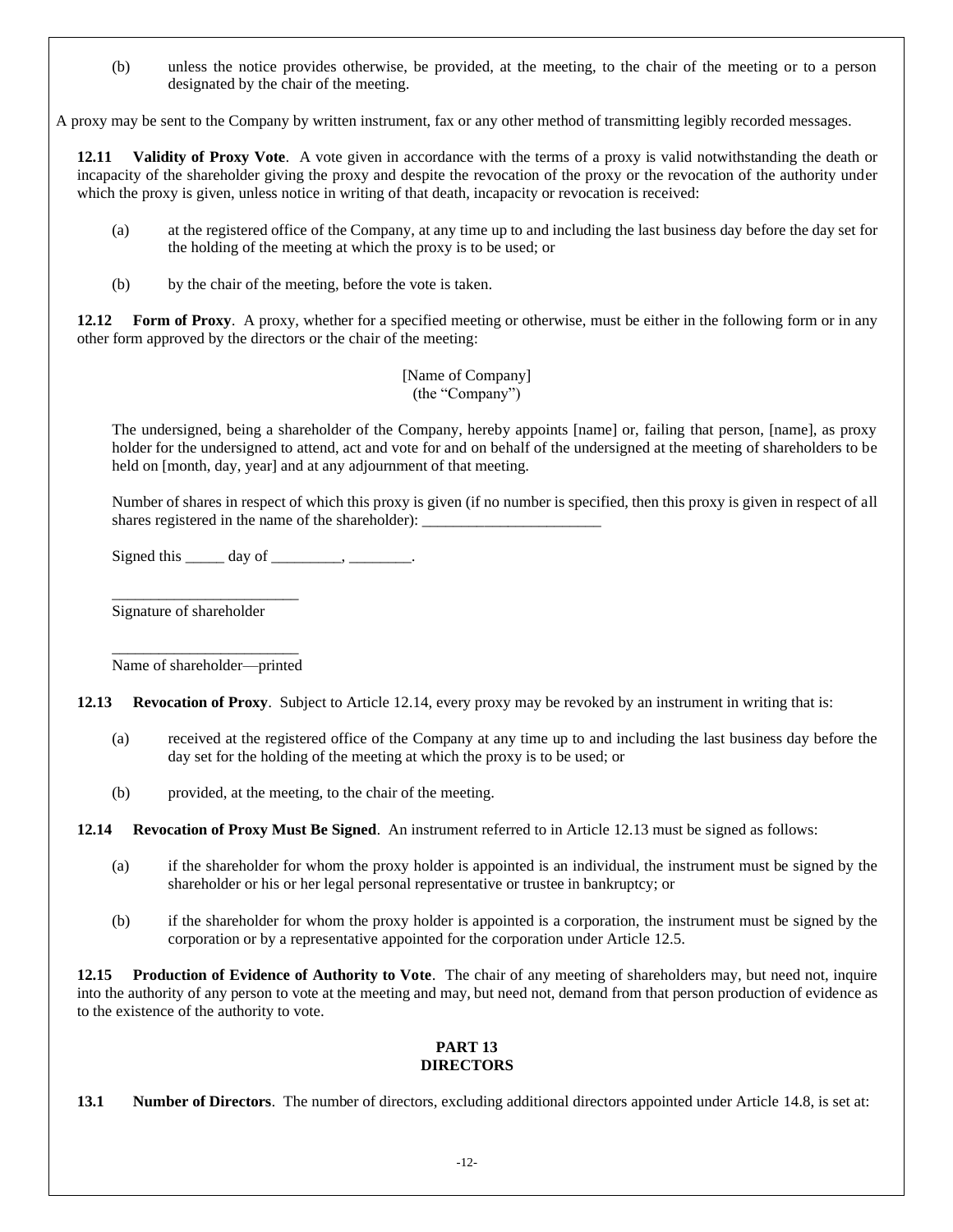(b) unless the notice provides otherwise, be provided, at the meeting, to the chair of the meeting or to a person designated by the chair of the meeting.

A proxy may be sent to the Company by written instrument, fax or any other method of transmitting legibly recorded messages.

**12.11 Validity of Proxy Vote**. A vote given in accordance with the terms of a proxy is valid notwithstanding the death or incapacity of the shareholder giving the proxy and despite the revocation of the proxy or the revocation of the authority under which the proxy is given, unless notice in writing of that death, incapacity or revocation is received:

(a) at the registered office of the Company, at any time up to and including the last business day before the day set for the holding of the meeting at which the proxy is to be used; or

(b) by the chair of the meeting, before the vote is taken.

**12.12 Form of Proxy**. A proxy, whether for a specified meeting or otherwise, must be either in the following form or in any other form approved by the directors or the chair of the meeting:

[Name of Company]
(the "Company")

The undersigned, being a shareholder of the Company, hereby appoints [name] or, failing that person, [name], as proxy holder for the undersigned to attend, act and vote for and on behalf of the undersigned at the meeting of shareholders to be held on [month, day, year] and at any adjournment of that meeting.

Number of shares in respect of which this proxy is given (if no number is specified, then this proxy is given in respect of all shares registered in the name of the shareholder): _______________________

Signed this _____ day of _________, ________.

________________________
Signature of shareholder

________________________
Name of shareholder—printed

**12.13 Revocation of Proxy**. Subject to Article 12.14, every proxy may be revoked by an instrument in writing that is:

(a) received at the registered office of the Company at any time up to and including the last business day before the day set for the holding of the meeting at which the proxy is to be used; or

(b) provided, at the meeting, to the chair of the meeting.

**12.14 Revocation of Proxy Must Be Signed**. An instrument referred to in Article 12.13 must be signed as follows:

(a) if the shareholder for whom the proxy holder is appointed is an individual, the instrument must be signed by the shareholder or his or her legal personal representative or trustee in bankruptcy; or

(b) if the shareholder for whom the proxy holder is appointed is a corporation, the instrument must be signed by the corporation or by a representative appointed for the corporation under Article 12.5.

**12.15 Production of Evidence of Authority to Vote**. The chair of any meeting of shareholders may, but need not, inquire into the authority of any person to vote at the meeting and may, but need not, demand from that person production of evidence as to the existence of the authority to vote.

## PART 13
## DIRECTORS

**13.1 Number of Directors**. The number of directors, excluding additional directors appointed under Article 14.8, is set at: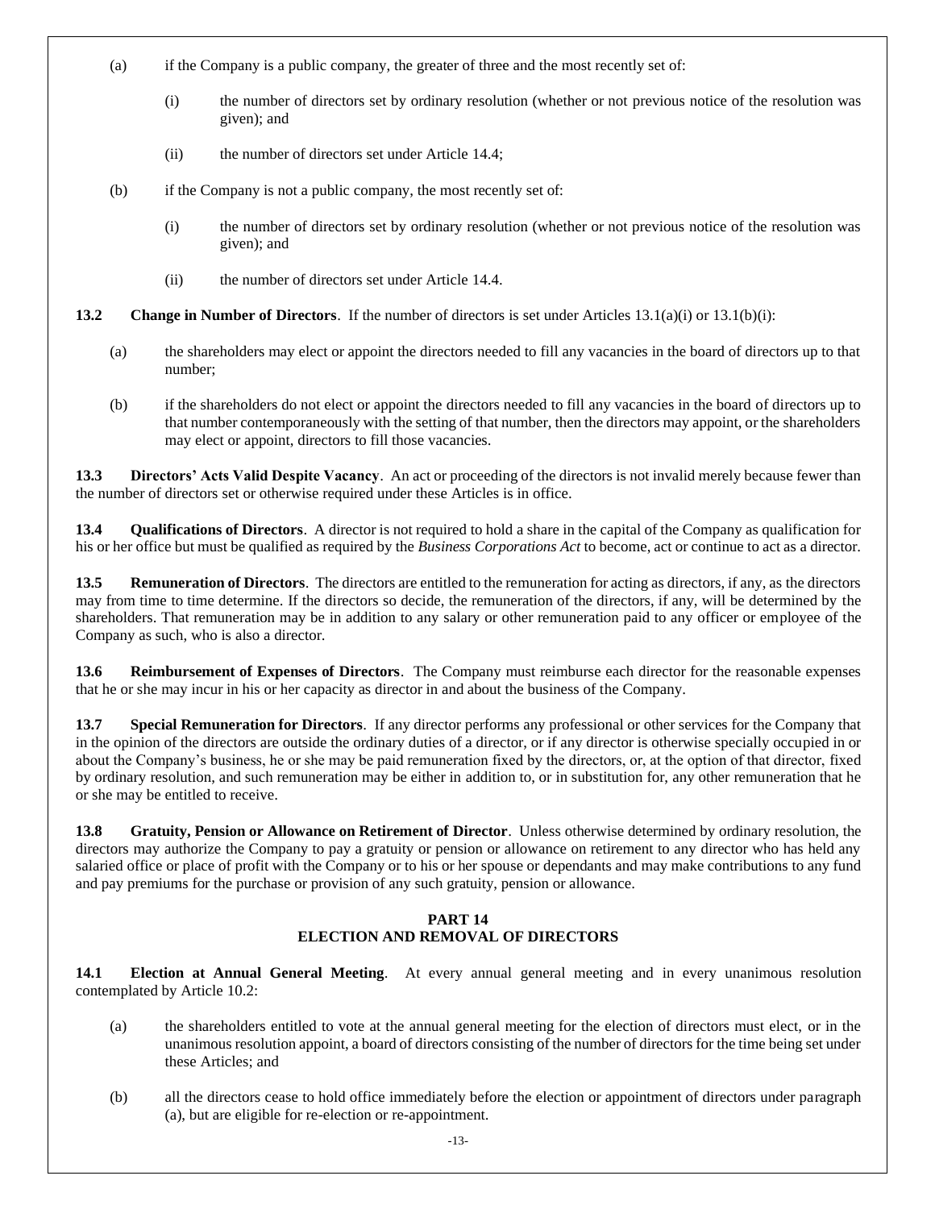(a) if the Company is a public company, the greater of three and the most recently set of:

  (i) the number of directors set by ordinary resolution (whether or not previous notice of the resolution was given); and

  (ii) the number of directors set under Article 14.4;

(b) if the Company is not a public company, the most recently set of:

  (i) the number of directors set by ordinary resolution (whether or not previous notice of the resolution was given); and

  (ii) the number of directors set under Article 14.4.

**13.2 Change in Number of Directors**. If the number of directors is set under Articles 13.1(a)(i) or 13.1(b)(i):

(a) the shareholders may elect or appoint the directors needed to fill any vacancies in the board of directors up to that number;

(b) if the shareholders do not elect or appoint the directors needed to fill any vacancies in the board of directors up to that number contemporaneously with the setting of that number, then the directors may appoint, or the shareholders may elect or appoint, directors to fill those vacancies.

**13.3 Directors' Acts Valid Despite Vacancy**. An act or proceeding of the directors is not invalid merely because fewer than the number of directors set or otherwise required under these Articles is in office.

**13.4 Qualifications of Directors**. A director is not required to hold a share in the capital of the Company as qualification for his or her office but must be qualified as required by the *Business Corporations Act* to become, act or continue to act as a director.

**13.5 Remuneration of Directors**. The directors are entitled to the remuneration for acting as directors, if any, as the directors may from time to time determine. If the directors so decide, the remuneration of the directors, if any, will be determined by the shareholders. That remuneration may be in addition to any salary or other remuneration paid to any officer or employee of the Company as such, who is also a director.

**13.6 Reimbursement of Expenses of Directors**. The Company must reimburse each director for the reasonable expenses that he or she may incur in his or her capacity as director in and about the business of the Company.

**13.7 Special Remuneration for Directors**. If any director performs any professional or other services for the Company that in the opinion of the directors are outside the ordinary duties of a director, or if any director is otherwise specially occupied in or about the Company's business, he or she may be paid remuneration fixed by the directors, or, at the option of that director, fixed by ordinary resolution, and such remuneration may be either in addition to, or in substitution for, any other remuneration that he or she may be entitled to receive.

**13.8 Gratuity, Pension or Allowance on Retirement of Director**. Unless otherwise determined by ordinary resolution, the directors may authorize the Company to pay a gratuity or pension or allowance on retirement to any director who has held any salaried office or place of profit with the Company or to his or her spouse or dependants and may make contributions to any fund and pay premiums for the purchase or provision of any such gratuity, pension or allowance.

## PART 14
## ELECTION AND REMOVAL OF DIRECTORS

**14.1 Election at Annual General Meeting**. At every annual general meeting and in every unanimous resolution contemplated by Article 10.2:

(a) the shareholders entitled to vote at the annual general meeting for the election of directors must elect, or in the unanimous resolution appoint, a board of directors consisting of the number of directors for the time being set under these Articles; and

(b) all the directors cease to hold office immediately before the election or appointment of directors under paragraph (a), but are eligible for re-election or re-appointment.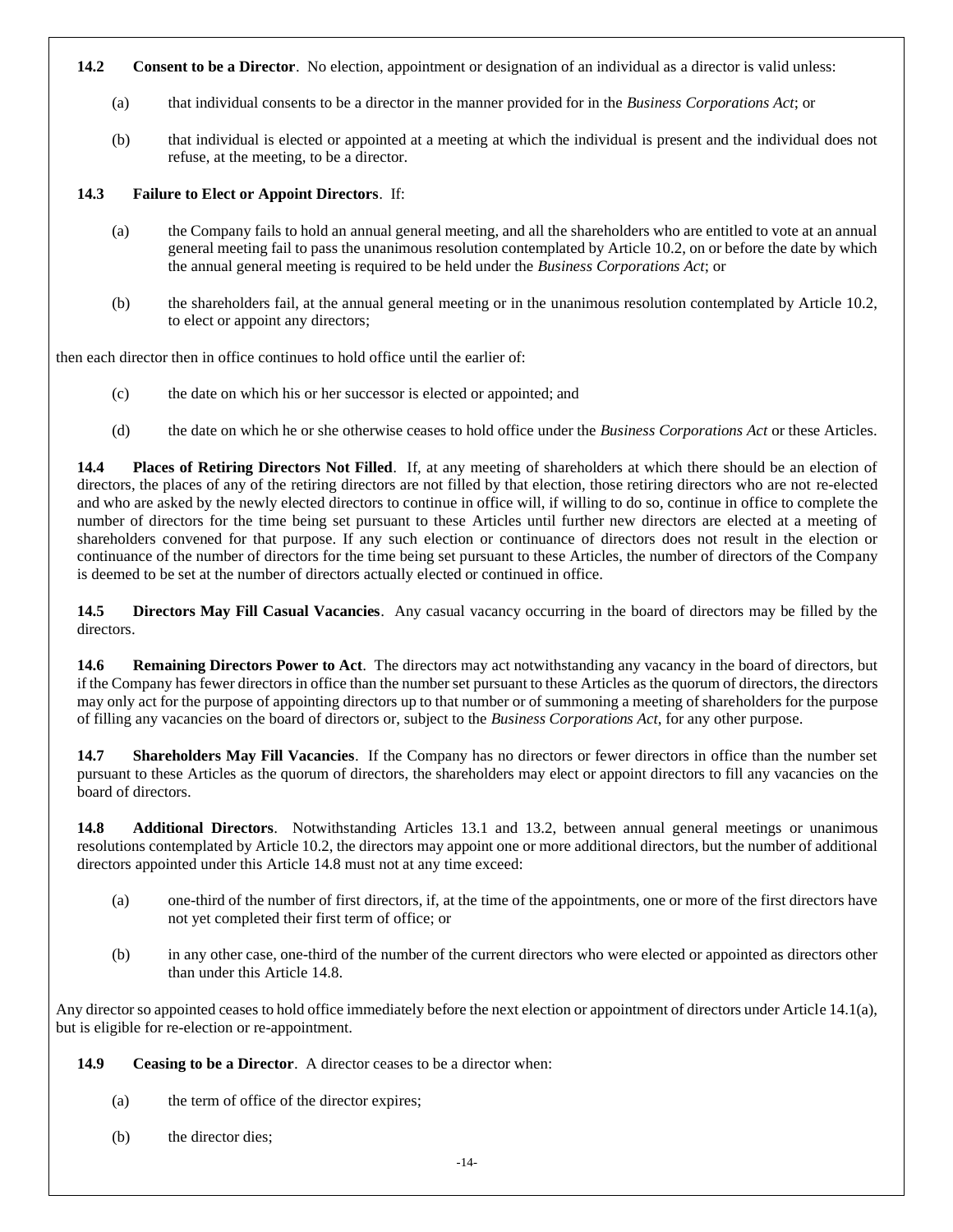**14.2 Consent to be a Director**. No election, appointment or designation of an individual as a director is valid unless:

(a) that individual consents to be a director in the manner provided for in the *Business Corporations Act*; or

(b) that individual is elected or appointed at a meeting at which the individual is present and the individual does not refuse, at the meeting, to be a director.

**14.3 Failure to Elect or Appoint Directors**. If:

(a) the Company fails to hold an annual general meeting, and all the shareholders who are entitled to vote at an annual general meeting fail to pass the unanimous resolution contemplated by Article 10.2, on or before the date by which the annual general meeting is required to be held under the *Business Corporations Act*; or

(b) the shareholders fail, at the annual general meeting or in the unanimous resolution contemplated by Article 10.2, to elect or appoint any directors;

then each director then in office continues to hold office until the earlier of:

(c) the date on which his or her successor is elected or appointed; and

(d) the date on which he or she otherwise ceases to hold office under the *Business Corporations Act* or these Articles.

**14.4 Places of Retiring Directors Not Filled**. If, at any meeting of shareholders at which there should be an election of directors, the places of any of the retiring directors are not filled by that election, those retiring directors who are not re-elected and who are asked by the newly elected directors to continue in office will, if willing to do so, continue in office to complete the number of directors for the time being set pursuant to these Articles until further new directors are elected at a meeting of shareholders convened for that purpose. If any such election or continuance of directors does not result in the election or continuance of the number of directors for the time being set pursuant to these Articles, the number of directors of the Company is deemed to be set at the number of directors actually elected or continued in office.

**14.5 Directors May Fill Casual Vacancies**. Any casual vacancy occurring in the board of directors may be filled by the directors.

**14.6 Remaining Directors Power to Act**. The directors may act notwithstanding any vacancy in the board of directors, but if the Company has fewer directors in office than the number set pursuant to these Articles as the quorum of directors, the directors may only act for the purpose of appointing directors up to that number or of summoning a meeting of shareholders for the purpose of filling any vacancies on the board of directors or, subject to the *Business Corporations Act*, for any other purpose.

**14.7 Shareholders May Fill Vacancies**. If the Company has no directors or fewer directors in office than the number set pursuant to these Articles as the quorum of directors, the shareholders may elect or appoint directors to fill any vacancies on the board of directors.

**14.8 Additional Directors**. Notwithstanding Articles 13.1 and 13.2, between annual general meetings or unanimous resolutions contemplated by Article 10.2, the directors may appoint one or more additional directors, but the number of additional directors appointed under this Article 14.8 must not at any time exceed:

(a) one-third of the number of first directors, if, at the time of the appointments, one or more of the first directors have not yet completed their first term of office; or

(b) in any other case, one-third of the number of the current directors who were elected or appointed as directors other than under this Article 14.8.

Any director so appointed ceases to hold office immediately before the next election or appointment of directors under Article 14.1(a), but is eligible for re-election or re-appointment.

**14.9 Ceasing to be a Director**. A director ceases to be a director when:

(a) the term of office of the director expires;

(b) the director dies;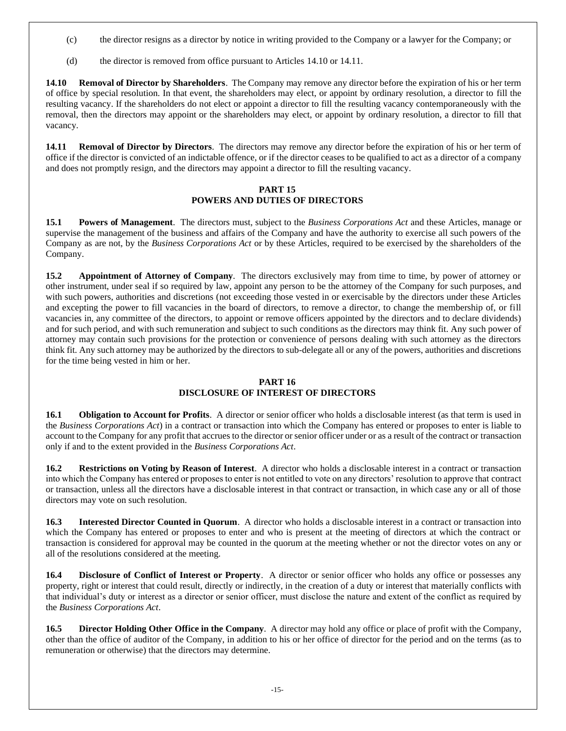(c) the director resigns as a director by notice in writing provided to the Company or a lawyer for the Company; or

(d) the director is removed from office pursuant to Articles 14.10 or 14.11.

**14.10 Removal of Director by Shareholders**. The Company may remove any director before the expiration of his or her term of office by special resolution. In that event, the shareholders may elect, or appoint by ordinary resolution, a director to fill the resulting vacancy. If the shareholders do not elect or appoint a director to fill the resulting vacancy contemporaneously with the removal, then the directors may appoint or the shareholders may elect, or appoint by ordinary resolution, a director to fill that vacancy.

**14.11 Removal of Director by Directors**. The directors may remove any director before the expiration of his or her term of office if the director is convicted of an indictable offence, or if the director ceases to be qualified to act as a director of a company and does not promptly resign, and the directors may appoint a director to fill the resulting vacancy.

## PART 15
## POWERS AND DUTIES OF DIRECTORS

**15.1 Powers of Management**. The directors must, subject to the *Business Corporations Act* and these Articles, manage or supervise the management of the business and affairs of the Company and have the authority to exercise all such powers of the Company as are not, by the *Business Corporations Act* or by these Articles, required to be exercised by the shareholders of the Company.

**15.2 Appointment of Attorney of Company**. The directors exclusively may from time to time, by power of attorney or other instrument, under seal if so required by law, appoint any person to be the attorney of the Company for such purposes, and with such powers, authorities and discretions (not exceeding those vested in or exercisable by the directors under these Articles and excepting the power to fill vacancies in the board of directors, to remove a director, to change the membership of, or fill vacancies in, any committee of the directors, to appoint or remove officers appointed by the directors and to declare dividends) and for such period, and with such remuneration and subject to such conditions as the directors may think fit. Any such power of attorney may contain such provisions for the protection or convenience of persons dealing with such attorney as the directors think fit. Any such attorney may be authorized by the directors to sub-delegate all or any of the powers, authorities and discretions for the time being vested in him or her.

## PART 16
## DISCLOSURE OF INTEREST OF DIRECTORS

**16.1 Obligation to Account for Profits**. A director or senior officer who holds a disclosable interest (as that term is used in the *Business Corporations Act*) in a contract or transaction into which the Company has entered or proposes to enter is liable to account to the Company for any profit that accrues to the director or senior officer under or as a result of the contract or transaction only if and to the extent provided in the *Business Corporations Act*.

**16.2 Restrictions on Voting by Reason of Interest**. A director who holds a disclosable interest in a contract or transaction into which the Company has entered or proposes to enter is not entitled to vote on any directors' resolution to approve that contract or transaction, unless all the directors have a disclosable interest in that contract or transaction, in which case any or all of those directors may vote on such resolution.

**16.3 Interested Director Counted in Quorum**. A director who holds a disclosable interest in a contract or transaction into which the Company has entered or proposes to enter and who is present at the meeting of directors at which the contract or transaction is considered for approval may be counted in the quorum at the meeting whether or not the director votes on any or all of the resolutions considered at the meeting.

**16.4 Disclosure of Conflict of Interest or Property**. A director or senior officer who holds any office or possesses any property, right or interest that could result, directly or indirectly, in the creation of a duty or interest that materially conflicts with that individual's duty or interest as a director or senior officer, must disclose the nature and extent of the conflict as required by the *Business Corporations Act*.

**16.5 Director Holding Other Office in the Company**. A director may hold any office or place of profit with the Company, other than the office of auditor of the Company, in addition to his or her office of director for the period and on the terms (as to remuneration or otherwise) that the directors may determine.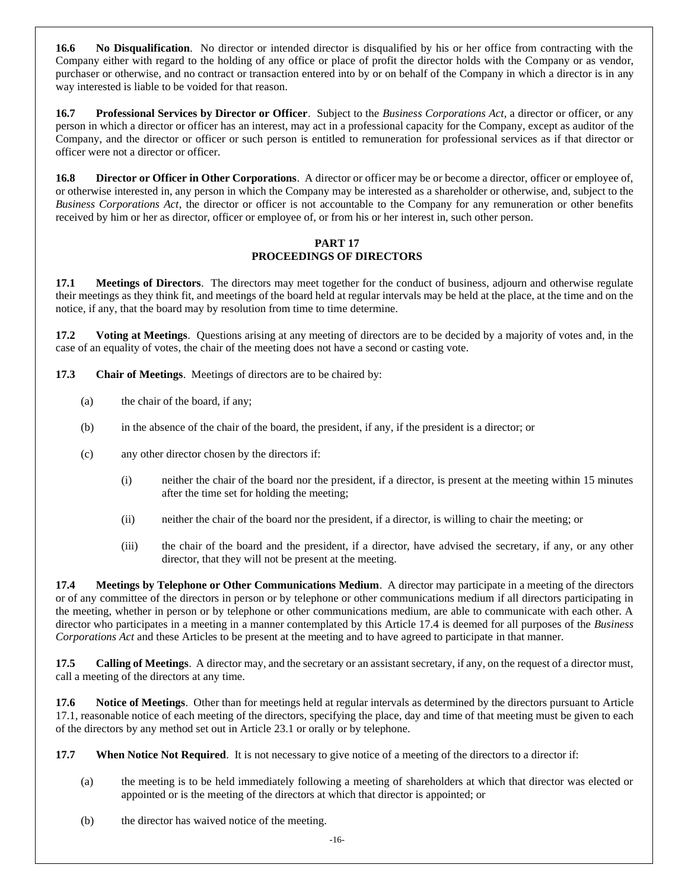**16.6 No Disqualification**. No director or intended director is disqualified by his or her office from contracting with the Company either with regard to the holding of any office or place of profit the director holds with the Company or as vendor, purchaser or otherwise, and no contract or transaction entered into by or on behalf of the Company in which a director is in any way interested is liable to be voided for that reason.

**16.7 Professional Services by Director or Officer**. Subject to the *Business Corporations Act*, a director or officer, or any person in which a director or officer has an interest, may act in a professional capacity for the Company, except as auditor of the Company, and the director or officer or such person is entitled to remuneration for professional services as if that director or officer were not a director or officer.

**16.8 Director or Officer in Other Corporations**. A director or officer may be or become a director, officer or employee of, or otherwise interested in, any person in which the Company may be interested as a shareholder or otherwise, and, subject to the *Business Corporations Act*, the director or officer is not accountable to the Company for any remuneration or other benefits received by him or her as director, officer or employee of, or from his or her interest in, such other person.

## PART 17
## PROCEEDINGS OF DIRECTORS

**17.1 Meetings of Directors**. The directors may meet together for the conduct of business, adjourn and otherwise regulate their meetings as they think fit, and meetings of the board held at regular intervals may be held at the place, at the time and on the notice, if any, that the board may by resolution from time to time determine.

**17.2 Voting at Meetings**. Questions arising at any meeting of directors are to be decided by a majority of votes and, in the case of an equality of votes, the chair of the meeting does not have a second or casting vote.

**17.3 Chair of Meetings**. Meetings of directors are to be chaired by:

(a) the chair of the board, if any;

(b) in the absence of the chair of the board, the president, if any, if the president is a director; or

(c) any other director chosen by the directors if:

(i) neither the chair of the board nor the president, if a director, is present at the meeting within 15 minutes after the time set for holding the meeting;

(ii) neither the chair of the board nor the president, if a director, is willing to chair the meeting; or

(iii) the chair of the board and the president, if a director, have advised the secretary, if any, or any other director, that they will not be present at the meeting.

**17.4 Meetings by Telephone or Other Communications Medium**. A director may participate in a meeting of the directors or of any committee of the directors in person or by telephone or other communications medium if all directors participating in the meeting, whether in person or by telephone or other communications medium, are able to communicate with each other. A director who participates in a meeting in a manner contemplated by this Article 17.4 is deemed for all purposes of the *Business Corporations Act* and these Articles to be present at the meeting and to have agreed to participate in that manner.

**17.5 Calling of Meetings**. A director may, and the secretary or an assistant secretary, if any, on the request of a director must, call a meeting of the directors at any time.

**17.6 Notice of Meetings**. Other than for meetings held at regular intervals as determined by the directors pursuant to Article 17.1, reasonable notice of each meeting of the directors, specifying the place, day and time of that meeting must be given to each of the directors by any method set out in Article 23.1 or orally or by telephone.

**17.7 When Notice Not Required**. It is not necessary to give notice of a meeting of the directors to a director if:

(a) the meeting is to be held immediately following a meeting of shareholders at which that director was elected or appointed or is the meeting of the directors at which that director is appointed; or

(b) the director has waived notice of the meeting.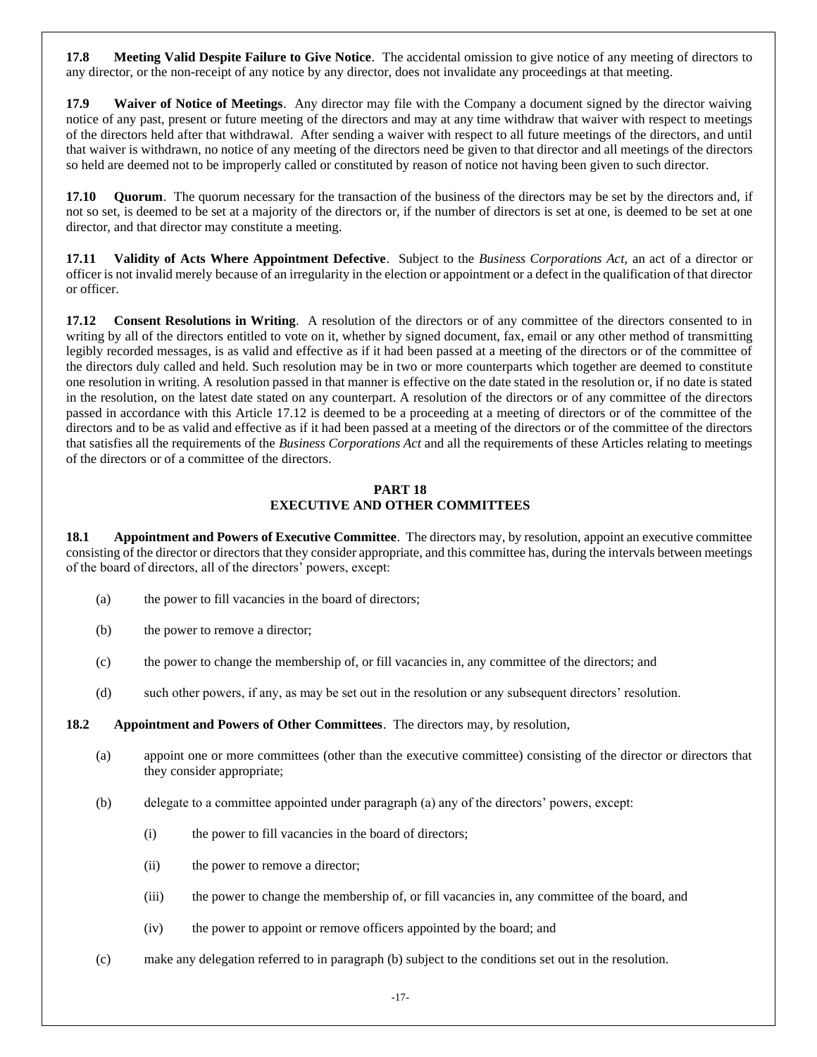**17.8 Meeting Valid Despite Failure to Give Notice**. The accidental omission to give notice of any meeting of directors to any director, or the non-receipt of any notice by any director, does not invalidate any proceedings at that meeting.

**17.9 Waiver of Notice of Meetings**. Any director may file with the Company a document signed by the director waiving notice of any past, present or future meeting of the directors and may at any time withdraw that waiver with respect to meetings of the directors held after that withdrawal. After sending a waiver with respect to all future meetings of the directors, and until that waiver is withdrawn, no notice of any meeting of the directors need be given to that director and all meetings of the directors so held are deemed not to be improperly called or constituted by reason of notice not having been given to such director.

**17.10 Quorum**. The quorum necessary for the transaction of the business of the directors may be set by the directors and, if not so set, is deemed to be set at a majority of the directors or, if the number of directors is set at one, is deemed to be set at one director, and that director may constitute a meeting.

**17.11 Validity of Acts Where Appointment Defective**. Subject to the *Business Corporations Act*, an act of a director or officer is not invalid merely because of an irregularity in the election or appointment or a defect in the qualification of that director or officer.

**17.12 Consent Resolutions in Writing**. A resolution of the directors or of any committee of the directors consented to in writing by all of the directors entitled to vote on it, whether by signed document, fax, email or any other method of transmitting legibly recorded messages, is as valid and effective as if it had been passed at a meeting of the directors or of the committee of the directors duly called and held. Such resolution may be in two or more counterparts which together are deemed to constitute one resolution in writing. A resolution passed in that manner is effective on the date stated in the resolution or, if no date is stated in the resolution, on the latest date stated on any counterpart. A resolution of the directors or of any committee of the directors passed in accordance with this Article 17.12 is deemed to be a proceeding at a meeting of directors or of the committee of the directors and to be as valid and effective as if it had been passed at a meeting of the directors or of the committee of the directors that satisfies all the requirements of the *Business Corporations Act* and all the requirements of these Articles relating to meetings of the directors or of a committee of the directors.

## PART 18
## EXECUTIVE AND OTHER COMMITTEES

**18.1 Appointment and Powers of Executive Committee**. The directors may, by resolution, appoint an executive committee consisting of the director or directors that they consider appropriate, and this committee has, during the intervals between meetings of the board of directors, all of the directors' powers, except:

(a) the power to fill vacancies in the board of directors;

(b) the power to remove a director;

(c) the power to change the membership of, or fill vacancies in, any committee of the directors; and

(d) such other powers, if any, as may be set out in the resolution or any subsequent directors' resolution.

**18.2 Appointment and Powers of Other Committees**. The directors may, by resolution,

(a) appoint one or more committees (other than the executive committee) consisting of the director or directors that they consider appropriate;

(b) delegate to a committee appointed under paragraph (a) any of the directors' powers, except:

  (i) the power to fill vacancies in the board of directors;

  (ii) the power to remove a director;

  (iii) the power to change the membership of, or fill vacancies in, any committee of the board, and

  (iv) the power to appoint or remove officers appointed by the board; and

(c) make any delegation referred to in paragraph (b) subject to the conditions set out in the resolution.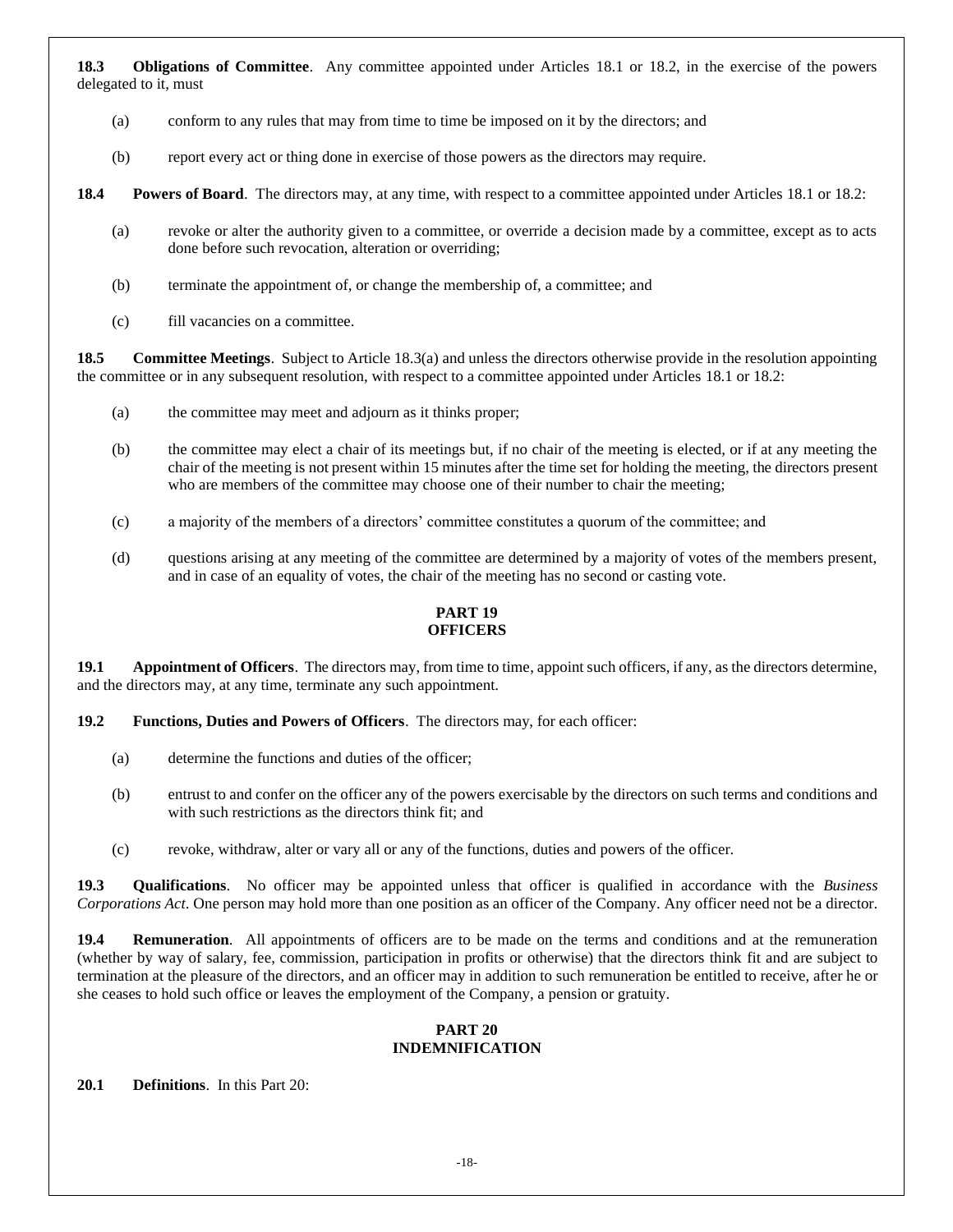**18.3 Obligations of Committee**. Any committee appointed under Articles 18.1 or 18.2, in the exercise of the powers delegated to it, must

(a) conform to any rules that may from time to time be imposed on it by the directors; and

(b) report every act or thing done in exercise of those powers as the directors may require.

**18.4 Powers of Board**. The directors may, at any time, with respect to a committee appointed under Articles 18.1 or 18.2:

(a) revoke or alter the authority given to a committee, or override a decision made by a committee, except as to acts done before such revocation, alteration or overriding;

(b) terminate the appointment of, or change the membership of, a committee; and

(c) fill vacancies on a committee.

**18.5 Committee Meetings**. Subject to Article 18.3(a) and unless the directors otherwise provide in the resolution appointing the committee or in any subsequent resolution, with respect to a committee appointed under Articles 18.1 or 18.2:

(a) the committee may meet and adjourn as it thinks proper;

(b) the committee may elect a chair of its meetings but, if no chair of the meeting is elected, or if at any meeting the chair of the meeting is not present within 15 minutes after the time set for holding the meeting, the directors present who are members of the committee may choose one of their number to chair the meeting;

(c) a majority of the members of a directors' committee constitutes a quorum of the committee; and

(d) questions arising at any meeting of the committee are determined by a majority of votes of the members present, and in case of an equality of votes, the chair of the meeting has no second or casting vote.

## PART 19
## OFFICERS

**19.1 Appointment of Officers**. The directors may, from time to time, appoint such officers, if any, as the directors determine, and the directors may, at any time, terminate any such appointment.

**19.2 Functions, Duties and Powers of Officers**. The directors may, for each officer:

(a) determine the functions and duties of the officer;

(b) entrust to and confer on the officer any of the powers exercisable by the directors on such terms and conditions and with such restrictions as the directors think fit; and

(c) revoke, withdraw, alter or vary all or any of the functions, duties and powers of the officer.

**19.3 Qualifications**. No officer may be appointed unless that officer is qualified in accordance with the *Business Corporations Act*. One person may hold more than one position as an officer of the Company. Any officer need not be a director.

**19.4 Remuneration**. All appointments of officers are to be made on the terms and conditions and at the remuneration (whether by way of salary, fee, commission, participation in profits or otherwise) that the directors think fit and are subject to termination at the pleasure of the directors, and an officer may in addition to such remuneration be entitled to receive, after he or she ceases to hold such office or leaves the employment of the Company, a pension or gratuity.

## PART 20
## INDEMNIFICATION

**20.1 Definitions**. In this Part 20: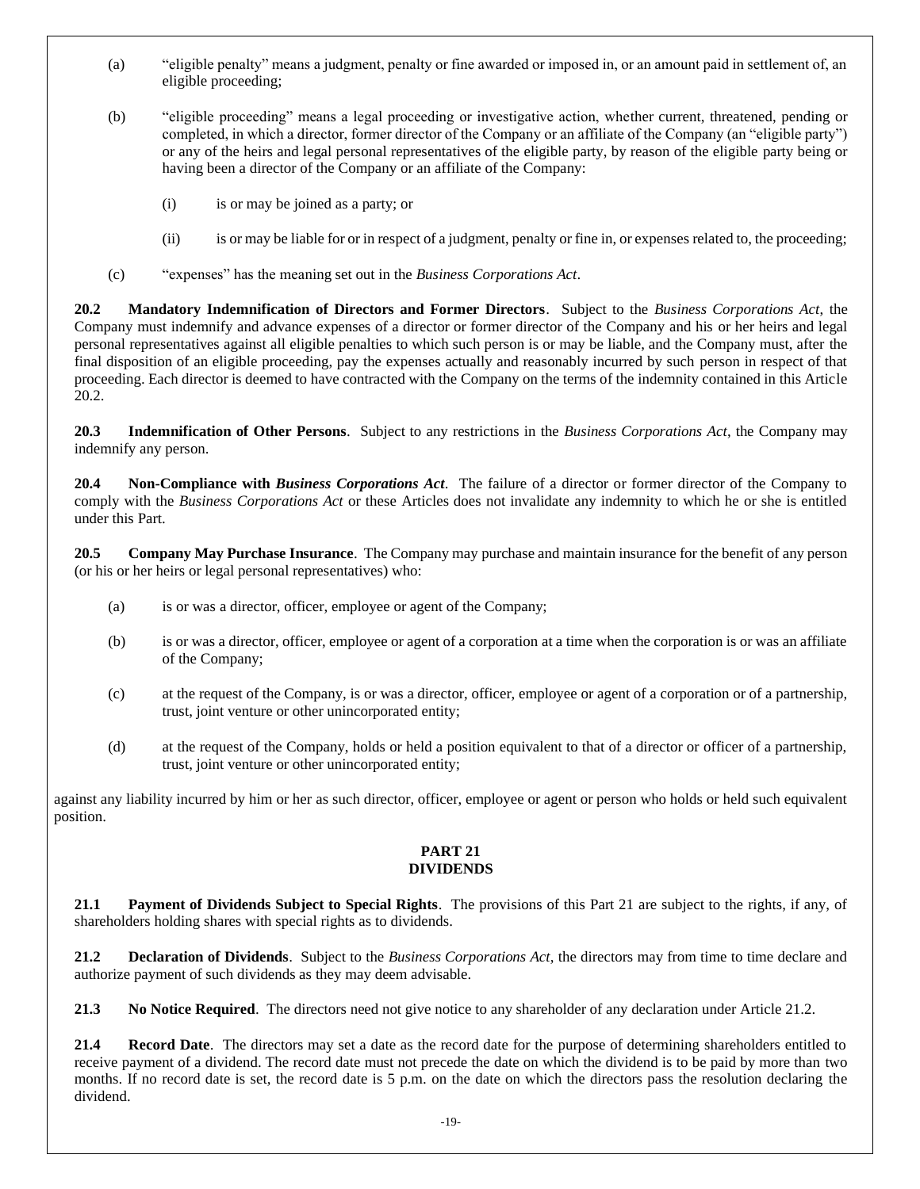(a) "eligible penalty" means a judgment, penalty or fine awarded or imposed in, or an amount paid in settlement of, an eligible proceeding;

(b) "eligible proceeding" means a legal proceeding or investigative action, whether current, threatened, pending or completed, in which a director, former director of the Company or an affiliate of the Company (an "eligible party") or any of the heirs and legal personal representatives of the eligible party, by reason of the eligible party being or having been a director of the Company or an affiliate of the Company:

(i) is or may be joined as a party; or

(ii) is or may be liable for or in respect of a judgment, penalty or fine in, or expenses related to, the proceeding;

(c) "expenses" has the meaning set out in the *Business Corporations Act*.

**20.2 Mandatory Indemnification of Directors and Former Directors**. Subject to the *Business Corporations Act*, the Company must indemnify and advance expenses of a director or former director of the Company and his or her heirs and legal personal representatives against all eligible penalties to which such person is or may be liable, and the Company must, after the final disposition of an eligible proceeding, pay the expenses actually and reasonably incurred by such person in respect of that proceeding. Each director is deemed to have contracted with the Company on the terms of the indemnity contained in this Article 20.2.

**20.3 Indemnification of Other Persons**. Subject to any restrictions in the *Business Corporations Act*, the Company may indemnify any person.

**20.4 Non-Compliance with *Business Corporations Act***. The failure of a director or former director of the Company to comply with the *Business Corporations Act* or these Articles does not invalidate any indemnity to which he or she is entitled under this Part.

**20.5 Company May Purchase Insurance**. The Company may purchase and maintain insurance for the benefit of any person (or his or her heirs or legal personal representatives) who:

(a) is or was a director, officer, employee or agent of the Company;

(b) is or was a director, officer, employee or agent of a corporation at a time when the corporation is or was an affiliate of the Company;

(c) at the request of the Company, is or was a director, officer, employee or agent of a corporation or of a partnership, trust, joint venture or other unincorporated entity;

(d) at the request of the Company, holds or held a position equivalent to that of a director or officer of a partnership, trust, joint venture or other unincorporated entity;

against any liability incurred by him or her as such director, officer, employee or agent or person who holds or held such equivalent position.

## PART 21
## DIVIDENDS

**21.1 Payment of Dividends Subject to Special Rights**. The provisions of this Part 21 are subject to the rights, if any, of shareholders holding shares with special rights as to dividends.

**21.2 Declaration of Dividends**. Subject to the *Business Corporations Act*, the directors may from time to time declare and authorize payment of such dividends as they may deem advisable.

**21.3 No Notice Required**. The directors need not give notice to any shareholder of any declaration under Article 21.2.

**21.4 Record Date**. The directors may set a date as the record date for the purpose of determining shareholders entitled to receive payment of a dividend. The record date must not precede the date on which the dividend is to be paid by more than two months. If no record date is set, the record date is 5 p.m. on the date on which the directors pass the resolution declaring the dividend.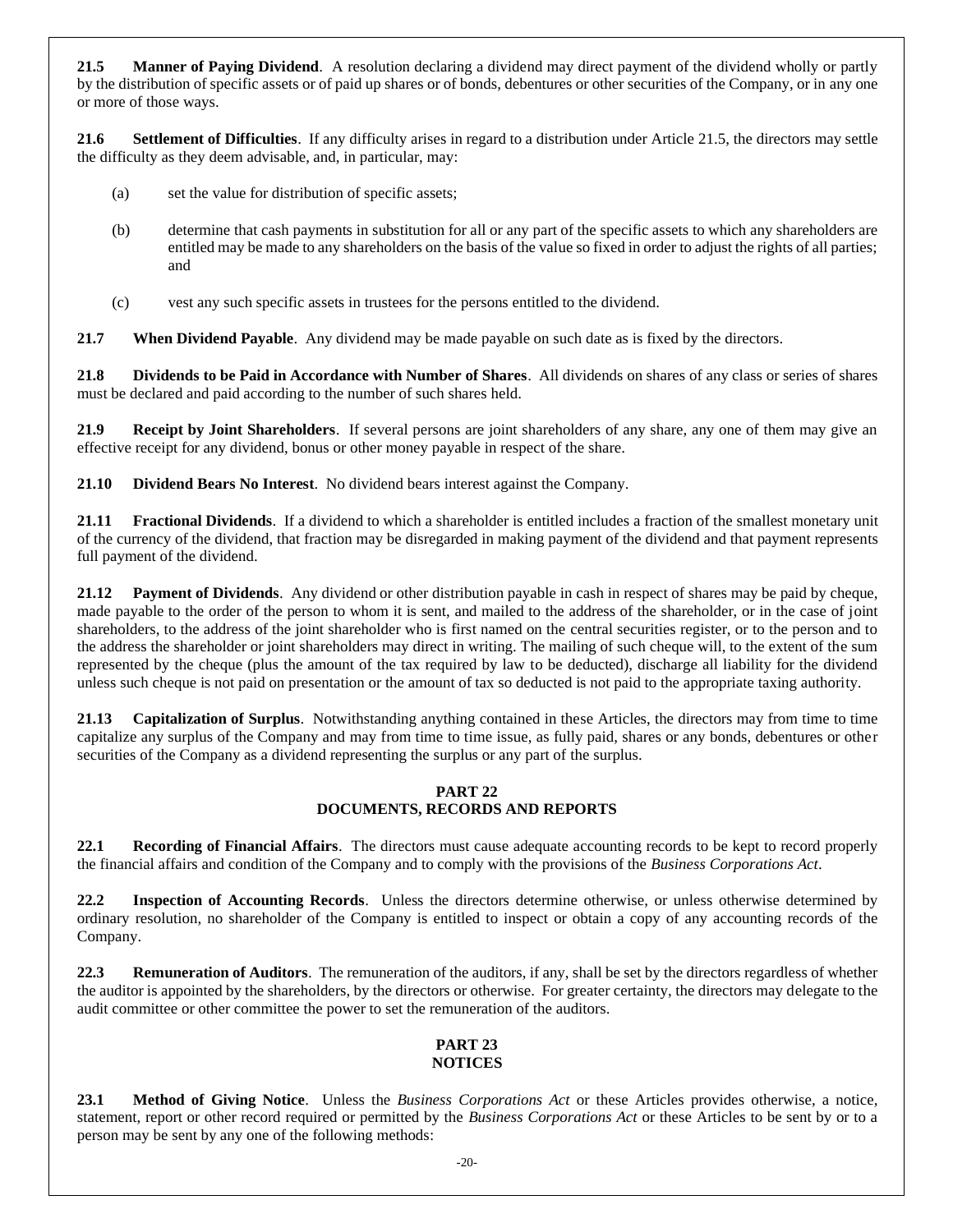**21.5 Manner of Paying Dividend**. A resolution declaring a dividend may direct payment of the dividend wholly or partly by the distribution of specific assets or of paid up shares or of bonds, debentures or other securities of the Company, or in any one or more of those ways.

**21.6 Settlement of Difficulties**. If any difficulty arises in regard to a distribution under Article 21.5, the directors may settle the difficulty as they deem advisable, and, in particular, may:

(a) set the value for distribution of specific assets;

(b) determine that cash payments in substitution for all or any part of the specific assets to which any shareholders are entitled may be made to any shareholders on the basis of the value so fixed in order to adjust the rights of all parties; and

(c) vest any such specific assets in trustees for the persons entitled to the dividend.

**21.7 When Dividend Payable**. Any dividend may be made payable on such date as is fixed by the directors.

**21.8 Dividends to be Paid in Accordance with Number of Shares**. All dividends on shares of any class or series of shares must be declared and paid according to the number of such shares held.

**21.9 Receipt by Joint Shareholders**. If several persons are joint shareholders of any share, any one of them may give an effective receipt for any dividend, bonus or other money payable in respect of the share.

**21.10 Dividend Bears No Interest**. No dividend bears interest against the Company.

**21.11 Fractional Dividends**. If a dividend to which a shareholder is entitled includes a fraction of the smallest monetary unit of the currency of the dividend, that fraction may be disregarded in making payment of the dividend and that payment represents full payment of the dividend.

**21.12 Payment of Dividends**. Any dividend or other distribution payable in cash in respect of shares may be paid by cheque, made payable to the order of the person to whom it is sent, and mailed to the address of the shareholder, or in the case of joint shareholders, to the address of the joint shareholder who is first named on the central securities register, or to the person and to the address the shareholder or joint shareholders may direct in writing. The mailing of such cheque will, to the extent of the sum represented by the cheque (plus the amount of the tax required by law to be deducted), discharge all liability for the dividend unless such cheque is not paid on presentation or the amount of tax so deducted is not paid to the appropriate taxing authority.

**21.13 Capitalization of Surplus**. Notwithstanding anything contained in these Articles, the directors may from time to time capitalize any surplus of the Company and may from time to time issue, as fully paid, shares or any bonds, debentures or other securities of the Company as a dividend representing the surplus or any part of the surplus.

## PART 22
## DOCUMENTS, RECORDS AND REPORTS

**22.1 Recording of Financial Affairs**. The directors must cause adequate accounting records to be kept to record properly the financial affairs and condition of the Company and to comply with the provisions of the *Business Corporations Act*.

**22.2 Inspection of Accounting Records**. Unless the directors determine otherwise, or unless otherwise determined by ordinary resolution, no shareholder of the Company is entitled to inspect or obtain a copy of any accounting records of the Company.

**22.3 Remuneration of Auditors**. The remuneration of the auditors, if any, shall be set by the directors regardless of whether the auditor is appointed by the shareholders, by the directors or otherwise. For greater certainty, the directors may delegate to the audit committee or other committee the power to set the remuneration of the auditors.

## PART 23
## NOTICES

**23.1 Method of Giving Notice**. Unless the *Business Corporations Act* or these Articles provides otherwise, a notice, statement, report or other record required or permitted by the *Business Corporations Act* or these Articles to be sent by or to a person may be sent by any one of the following methods: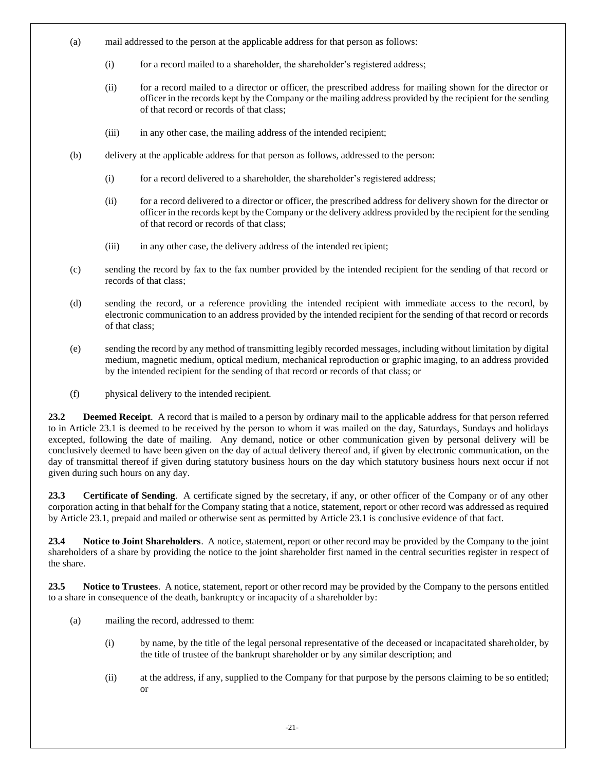(a) mail addressed to the person at the applicable address for that person as follows:

   (i) for a record mailed to a shareholder, the shareholder's registered address;

   (ii) for a record mailed to a director or officer, the prescribed address for mailing shown for the director or officer in the records kept by the Company or the mailing address provided by the recipient for the sending of that record or records of that class;

   (iii) in any other case, the mailing address of the intended recipient;

(b) delivery at the applicable address for that person as follows, addressed to the person:

   (i) for a record delivered to a shareholder, the shareholder's registered address;

   (ii) for a record delivered to a director or officer, the prescribed address for delivery shown for the director or officer in the records kept by the Company or the delivery address provided by the recipient for the sending of that record or records of that class;

   (iii) in any other case, the delivery address of the intended recipient;

(c) sending the record by fax to the fax number provided by the intended recipient for the sending of that record or records of that class;

(d) sending the record, or a reference providing the intended recipient with immediate access to the record, by electronic communication to an address provided by the intended recipient for the sending of that record or records of that class;

(e) sending the record by any method of transmitting legibly recorded messages, including without limitation by digital medium, magnetic medium, optical medium, mechanical reproduction or graphic imaging, to an address provided by the intended recipient for the sending of that record or records of that class; or

(f) physical delivery to the intended recipient.

**23.2 Deemed Receipt**. A record that is mailed to a person by ordinary mail to the applicable address for that person referred to in Article 23.1 is deemed to be received by the person to whom it was mailed on the day, Saturdays, Sundays and holidays excepted, following the date of mailing. Any demand, notice or other communication given by personal delivery will be conclusively deemed to have been given on the day of actual delivery thereof and, if given by electronic communication, on the day of transmittal thereof if given during statutory business hours on the day which statutory business hours next occur if not given during such hours on any day.

**23.3 Certificate of Sending**. A certificate signed by the secretary, if any, or other officer of the Company or of any other corporation acting in that behalf for the Company stating that a notice, statement, report or other record was addressed as required by Article 23.1, prepaid and mailed or otherwise sent as permitted by Article 23.1 is conclusive evidence of that fact.

**23.4 Notice to Joint Shareholders**. A notice, statement, report or other record may be provided by the Company to the joint shareholders of a share by providing the notice to the joint shareholder first named in the central securities register in respect of the share.

**23.5 Notice to Trustees**. A notice, statement, report or other record may be provided by the Company to the persons entitled to a share in consequence of the death, bankruptcy or incapacity of a shareholder by:

(a) mailing the record, addressed to them:

   (i) by name, by the title of the legal personal representative of the deceased or incapacitated shareholder, by the title of trustee of the bankrupt shareholder or by any similar description; and

   (ii) at the address, if any, supplied to the Company for that purpose by the persons claiming to be so entitled; or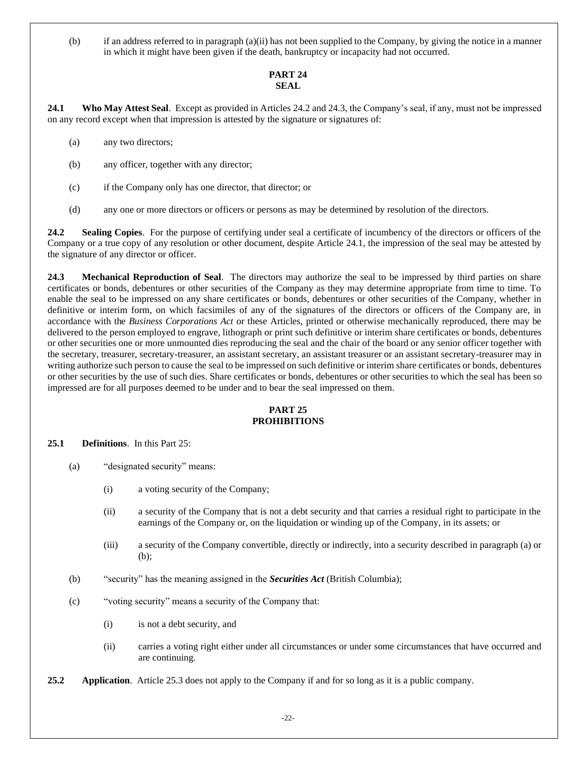(b) if an address referred to in paragraph (a)(ii) has not been supplied to the Company, by giving the notice in a manner in which it might have been given if the death, bankruptcy or incapacity had not occurred.

## PART 24
## SEAL

**24.1 Who May Attest Seal**. Except as provided in Articles 24.2 and 24.3, the Company's seal, if any, must not be impressed on any record except when that impression is attested by the signature or signatures of:

(a) any two directors;

(b) any officer, together with any director;

(c) if the Company only has one director, that director; or

(d) any one or more directors or officers or persons as may be determined by resolution of the directors.

**24.2 Sealing Copies**. For the purpose of certifying under seal a certificate of incumbency of the directors or officers of the Company or a true copy of any resolution or other document, despite Article 24.1, the impression of the seal may be attested by the signature of any director or officer.

**24.3 Mechanical Reproduction of Seal**. The directors may authorize the seal to be impressed by third parties on share certificates or bonds, debentures or other securities of the Company as they may determine appropriate from time to time. To enable the seal to be impressed on any share certificates or bonds, debentures or other securities of the Company, whether in definitive or interim form, on which facsimiles of any of the signatures of the directors or officers of the Company are, in accordance with the *Business Corporations Act* or these Articles, printed or otherwise mechanically reproduced, there may be delivered to the person employed to engrave, lithograph or print such definitive or interim share certificates or bonds, debentures or other securities one or more unmounted dies reproducing the seal and the chair of the board or any senior officer together with the secretary, treasurer, secretary-treasurer, an assistant secretary, an assistant treasurer or an assistant secretary-treasurer may in writing authorize such person to cause the seal to be impressed on such definitive or interim share certificates or bonds, debentures or other securities by the use of such dies. Share certificates or bonds, debentures or other securities to which the seal has been so impressed are for all purposes deemed to be under and to bear the seal impressed on them.

## PART 25
## PROHIBITIONS

**25.1 Definitions**. In this Part 25:

(a) "designated security" means:

(i) a voting security of the Company;

(ii) a security of the Company that is not a debt security and that carries a residual right to participate in the earnings of the Company or, on the liquidation or winding up of the Company, in its assets; or

(iii) a security of the Company convertible, directly or indirectly, into a security described in paragraph (a) or (b);

(b) "security" has the meaning assigned in the ***Securities Act*** (British Columbia);

(c) "voting security" means a security of the Company that:

(i) is not a debt security, and

(ii) carries a voting right either under all circumstances or under some circumstances that have occurred and are continuing.

**25.2 Application**. Article 25.3 does not apply to the Company if and for so long as it is a public company.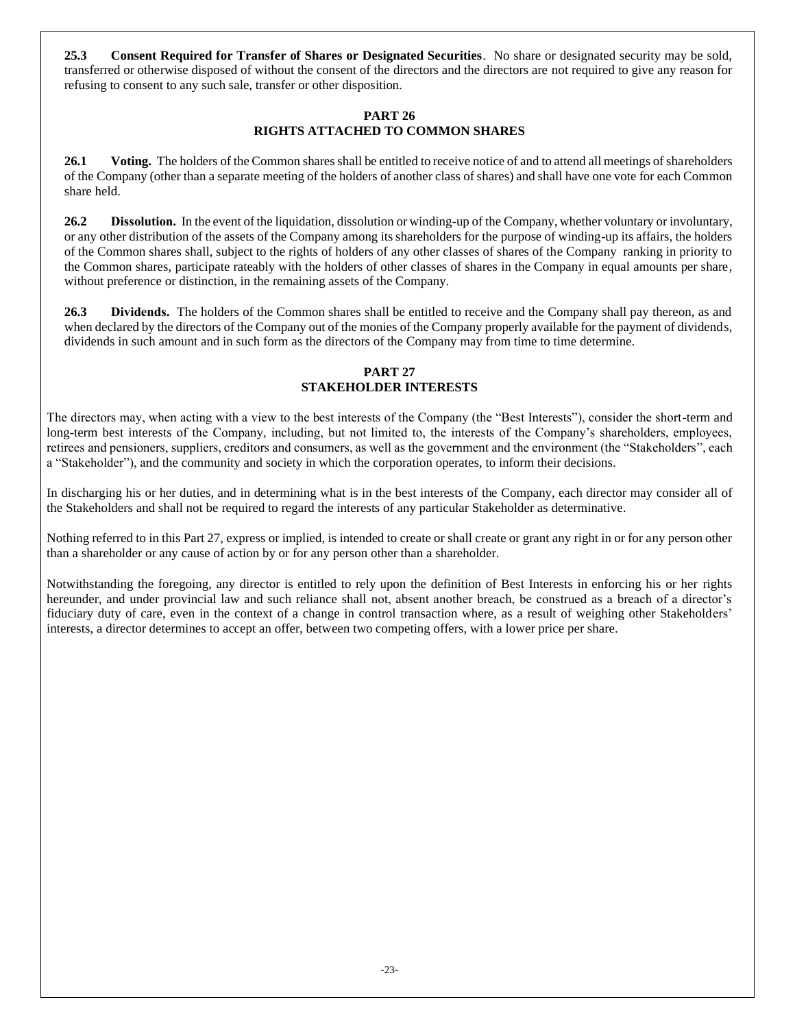**25.3 Consent Required for Transfer of Shares or Designated Securities**. No share or designated security may be sold, transferred or otherwise disposed of without the consent of the directors and the directors are not required to give any reason for refusing to consent to any such sale, transfer or other disposition.

## PART 26
## RIGHTS ATTACHED TO COMMON SHARES

**26.1 Voting.** The holders of the Common shares shall be entitled to receive notice of and to attend all meetings of shareholders of the Company (other than a separate meeting of the holders of another class of shares) and shall have one vote for each Common share held.

**26.2 Dissolution.** In the event of the liquidation, dissolution or winding-up of the Company, whether voluntary or involuntary, or any other distribution of the assets of the Company among its shareholders for the purpose of winding-up its affairs, the holders of the Common shares shall, subject to the rights of holders of any other classes of shares of the Company ranking in priority to the Common shares, participate rateably with the holders of other classes of shares in the Company in equal amounts per share, without preference or distinction, in the remaining assets of the Company.

**26.3 Dividends.** The holders of the Common shares shall be entitled to receive and the Company shall pay thereon, as and when declared by the directors of the Company out of the monies of the Company properly available for the payment of dividends, dividends in such amount and in such form as the directors of the Company may from time to time determine.

## PART 27
## STAKEHOLDER INTERESTS

The directors may, when acting with a view to the best interests of the Company (the "Best Interests"), consider the short-term and long-term best interests of the Company, including, but not limited to, the interests of the Company's shareholders, employees, retirees and pensioners, suppliers, creditors and consumers, as well as the government and the environment (the "Stakeholders", each a "Stakeholder"), and the community and society in which the corporation operates, to inform their decisions.

In discharging his or her duties, and in determining what is in the best interests of the Company, each director may consider all of the Stakeholders and shall not be required to regard the interests of any particular Stakeholder as determinative.

Nothing referred to in this Part 27, express or implied, is intended to create or shall create or grant any right in or for any person other than a shareholder or any cause of action by or for any person other than a shareholder.

Notwithstanding the foregoing, any director is entitled to rely upon the definition of Best Interests in enforcing his or her rights hereunder, and under provincial law and such reliance shall not, absent another breach, be construed as a breach of a director's fiduciary duty of care, even in the context of a change in control transaction where, as a result of weighing other Stakeholders' interests, a director determines to accept an offer, between two competing offers, with a lower price per share.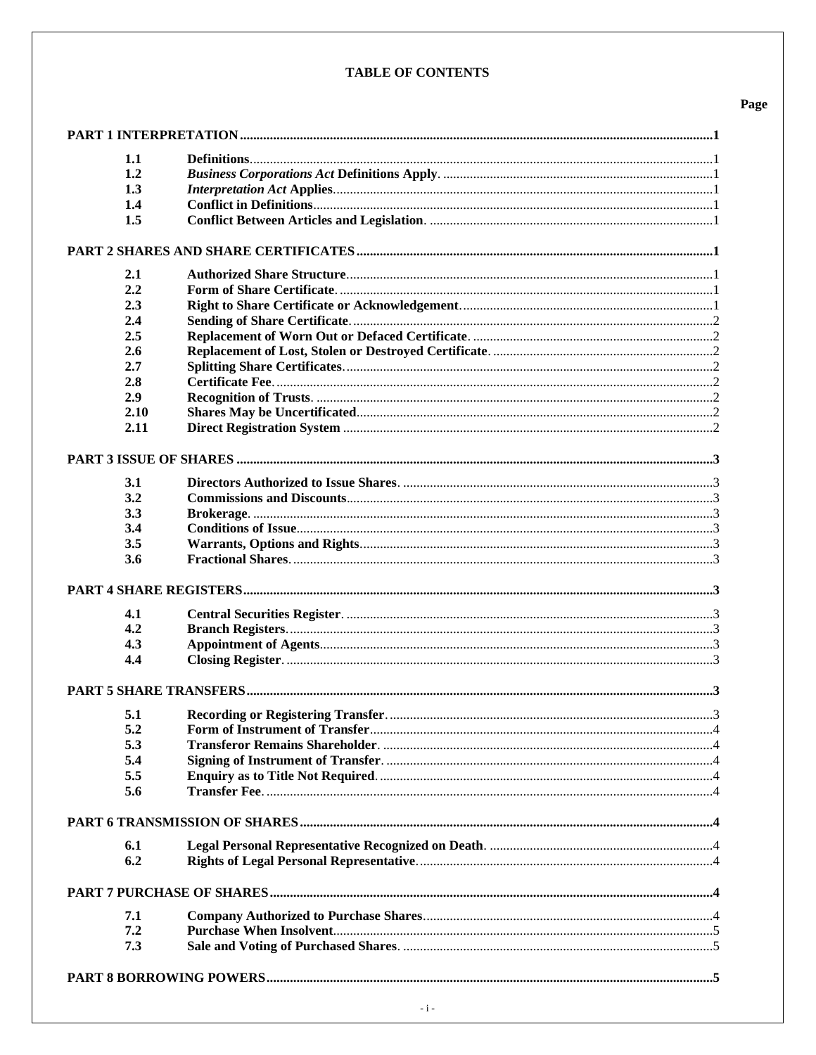# TABLE OF CONTENTS

| | | Page |
|---|---|---|
| **PART 1 INTERPRETATION** | | **1** |
| **1.1** | **Definitions** | 1 |
| **1.2** | ***Business Corporations Act*** **Definitions Apply** | 1 |
| **1.3** | ***Interpretation Act*** **Applies** | 1 |
| **1.4** | **Conflict in Definitions** | 1 |
| **1.5** | **Conflict Between Articles and Legislation** | 1 |
| **PART 2 SHARES AND SHARE CERTIFICATES** | | **1** |
| **2.1** | **Authorized Share Structure** | 1 |
| **2.2** | **Form of Share Certificate** | 1 |
| **2.3** | **Right to Share Certificate or Acknowledgement** | 1 |
| **2.4** | **Sending of Share Certificate** | 2 |
| **2.5** | **Replacement of Worn Out or Defaced Certificate** | 2 |
| **2.6** | **Replacement of Lost, Stolen or Destroyed Certificate** | 2 |
| **2.7** | **Splitting Share Certificates** | 2 |
| **2.8** | **Certificate Fee** | 2 |
| **2.9** | **Recognition of Trusts** | 2 |
| **2.10** | **Shares May be Uncertificated** | 2 |
| **2.11** | **Direct Registration System** | 2 |
| **PART 3 ISSUE OF SHARES** | | **3** |
| **3.1** | **Directors Authorized to Issue Shares** | 3 |
| **3.2** | **Commissions and Discounts** | 3 |
| **3.3** | **Brokerage** | 3 |
| **3.4** | **Conditions of Issue** | 3 |
| **3.5** | **Warrants, Options and Rights** | 3 |
| **3.6** | **Fractional Shares** | 3 |
| **PART 4 SHARE REGISTERS** | | **3** |
| **4.1** | **Central Securities Register** | 3 |
| **4.2** | **Branch Registers** | 3 |
| **4.3** | **Appointment of Agents** | 3 |
| **4.4** | **Closing Register** | 3 |
| **PART 5 SHARE TRANSFERS** | | **3** |
| **5.1** | **Recording or Registering Transfer** | 3 |
| **5.2** | **Form of Instrument of Transfer** | 4 |
| **5.3** | **Transferor Remains Shareholder** | 4 |
| **5.4** | **Signing of Instrument of Transfer** | 4 |
| **5.5** | **Enquiry as to Title Not Required** | 4 |
| **5.6** | **Transfer Fee** | 4 |
| **PART 6 TRANSMISSION OF SHARES** | | **4** |
| **6.1** | **Legal Personal Representative Recognized on Death** | 4 |
| **6.2** | **Rights of Legal Personal Representative** | 4 |
| **PART 7 PURCHASE OF SHARES** | | **4** |
| **7.1** | **Company Authorized to Purchase Shares** | 4 |
| **7.2** | **Purchase When Insolvent** | 5 |
| **7.3** | **Sale and Voting of Purchased Shares** | 5 |
| **PART 8 BORROWING POWERS** | | **5** |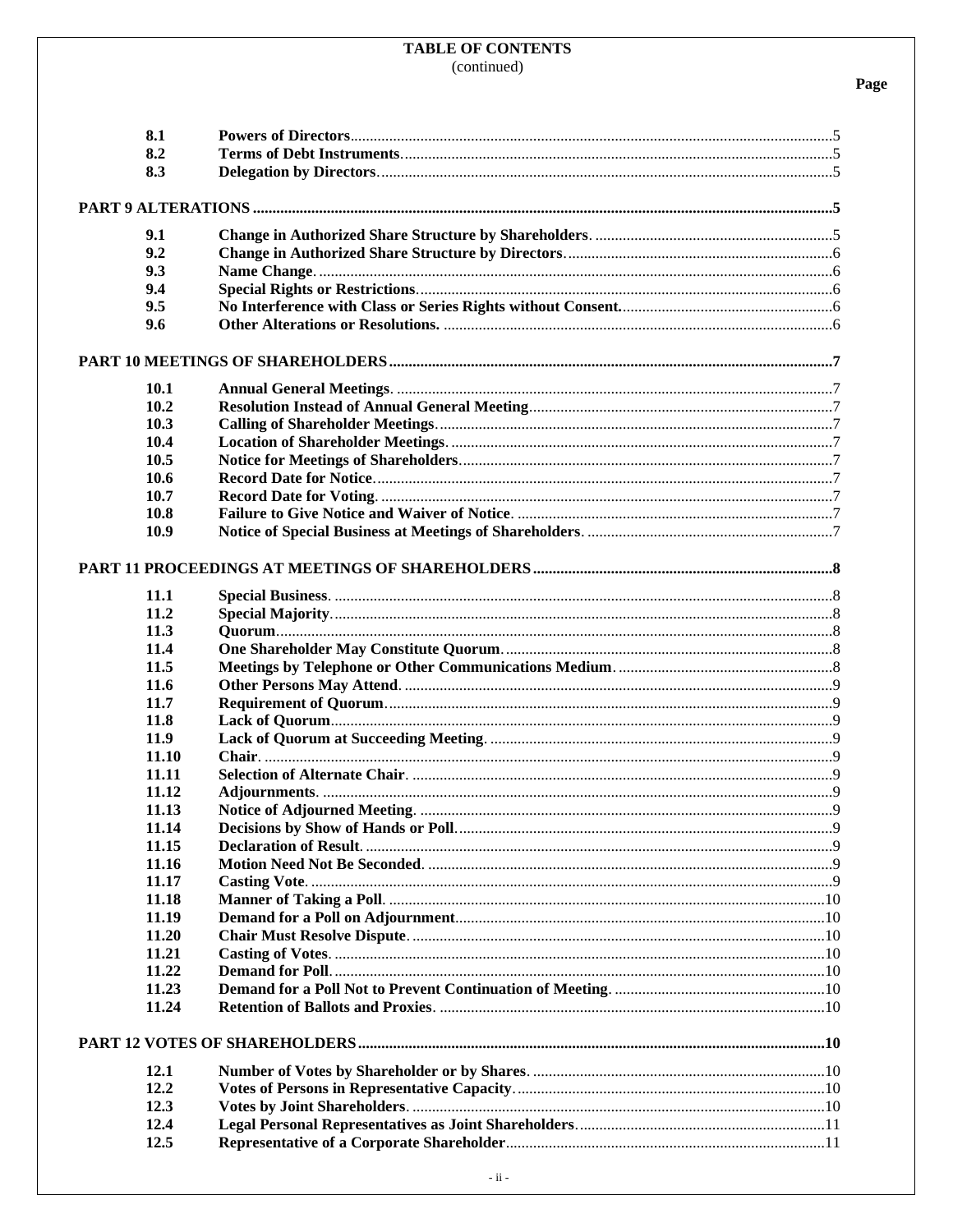**TABLE OF CONTENTS**
(continued)

| | | Page |
|---|---|---|
| 8.1 | **Powers of Directors** | 5 |
| 8.2 | **Terms of Debt Instruments** | 5 |
| 8.3 | **Delegation by Directors** | 5 |
| **PART 9 ALTERATIONS** | | **5** |
| 9.1 | **Change in Authorized Share Structure by Shareholders** | 5 |
| 9.2 | **Change in Authorized Share Structure by Directors** | 6 |
| 9.3 | **Name Change** | 6 |
| 9.4 | **Special Rights or Restrictions** | 6 |
| 9.5 | **No Interference with Class or Series Rights without Consent** | 6 |
| 9.6 | **Other Alterations or Resolutions** | 6 |
| **PART 10 MEETINGS OF SHAREHOLDERS** | | **7** |
| 10.1 | **Annual General Meetings** | 7 |
| 10.2 | **Resolution Instead of Annual General Meeting** | 7 |
| 10.3 | **Calling of Shareholder Meetings** | 7 |
| 10.4 | **Location of Shareholder Meetings** | 7 |
| 10.5 | **Notice for Meetings of Shareholders** | 7 |
| 10.6 | **Record Date for Notice** | 7 |
| 10.7 | **Record Date for Voting** | 7 |
| 10.8 | **Failure to Give Notice and Waiver of Notice** | 7 |
| 10.9 | **Notice of Special Business at Meetings of Shareholders** | 7 |
| **PART 11 PROCEEDINGS AT MEETINGS OF SHAREHOLDERS** | | **8** |
| 11.1 | **Special Business** | 8 |
| 11.2 | **Special Majority** | 8 |
| 11.3 | **Quorum** | 8 |
| 11.4 | **One Shareholder May Constitute Quorum** | 8 |
| 11.5 | **Meetings by Telephone or Other Communications Medium** | 8 |
| 11.6 | **Other Persons May Attend** | 9 |
| 11.7 | **Requirement of Quorum** | 9 |
| 11.8 | **Lack of Quorum** | 9 |
| 11.9 | **Lack of Quorum at Succeeding Meeting** | 9 |
| 11.10 | **Chair** | 9 |
| 11.11 | **Selection of Alternate Chair** | 9 |
| 11.12 | **Adjournments** | 9 |
| 11.13 | **Notice of Adjourned Meeting** | 9 |
| 11.14 | **Decisions by Show of Hands or Poll** | 9 |
| 11.15 | **Declaration of Result** | 9 |
| 11.16 | **Motion Need Not Be Seconded** | 9 |
| 11.17 | **Casting Vote** | 9 |
| 11.18 | **Manner of Taking a Poll** | 10 |
| 11.19 | **Demand for a Poll on Adjournment** | 10 |
| 11.20 | **Chair Must Resolve Dispute** | 10 |
| 11.21 | **Casting of Votes** | 10 |
| 11.22 | **Demand for Poll** | 10 |
| 11.23 | **Demand for a Poll Not to Prevent Continuation of Meeting** | 10 |
| 11.24 | **Retention of Ballots and Proxies** | 10 |
| **PART 12 VOTES OF SHAREHOLDERS** | | **10** |
| 12.1 | **Number of Votes by Shareholder or by Shares** | 10 |
| 12.2 | **Votes of Persons in Representative Capacity** | 10 |
| 12.3 | **Votes by Joint Shareholders** | 10 |
| 12.4 | **Legal Personal Representatives as Joint Shareholders** | 11 |
| 12.5 | **Representative of a Corporate Shareholder** | 11 |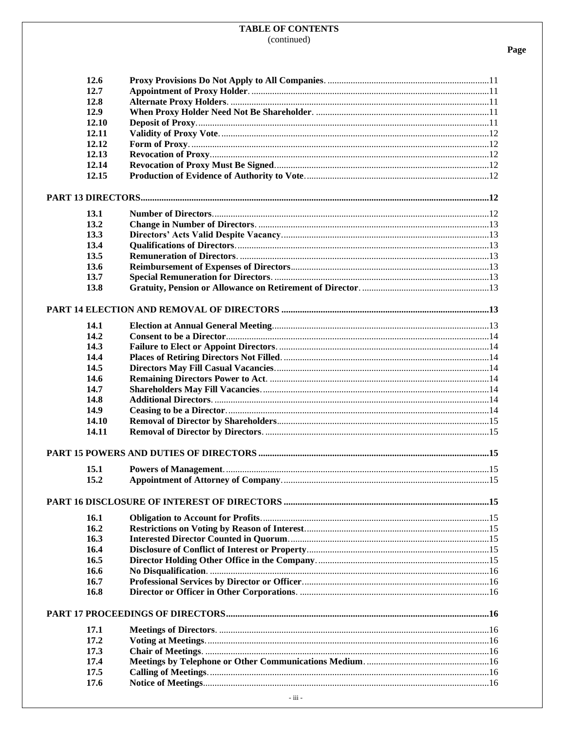**TABLE OF CONTENTS**
(continued)

| | | Page |
|---|---|---|
| 12.6 | **Proxy Provisions Do Not Apply to All Companies.** | 11 |
| 12.7 | **Appointment of Proxy Holder.** | 11 |
| 12.8 | **Alternate Proxy Holders.** | 11 |
| 12.9 | **When Proxy Holder Need Not Be Shareholder.** | 11 |
| 12.10 | **Deposit of Proxy.** | 11 |
| 12.11 | **Validity of Proxy Vote.** | 12 |
| 12.12 | **Form of Proxy.** | 12 |
| 12.13 | **Revocation of Proxy.** | 12 |
| 12.14 | **Revocation of Proxy Must Be Signed.** | 12 |
| 12.15 | **Production of Evidence of Authority to Vote.** | 12 |
| **PART 13 DIRECTORS** | | **12** |
| 13.1 | **Number of Directors.** | 12 |
| 13.2 | **Change in Number of Directors.** | 13 |
| 13.3 | **Directors' Acts Valid Despite Vacancy.** | 13 |
| 13.4 | **Qualifications of Directors.** | 13 |
| 13.5 | **Remuneration of Directors.** | 13 |
| 13.6 | **Reimbursement of Expenses of Directors.** | 13 |
| 13.7 | **Special Remuneration for Directors.** | 13 |
| 13.8 | **Gratuity, Pension or Allowance on Retirement of Director.** | 13 |
| **PART 14 ELECTION AND REMOVAL OF DIRECTORS** | | **13** |
| 14.1 | **Election at Annual General Meeting.** | 13 |
| 14.2 | **Consent to be a Director.** | 14 |
| 14.3 | **Failure to Elect or Appoint Directors.** | 14 |
| 14.4 | **Places of Retiring Directors Not Filled.** | 14 |
| 14.5 | **Directors May Fill Casual Vacancies.** | 14 |
| 14.6 | **Remaining Directors Power to Act.** | 14 |
| 14.7 | **Shareholders May Fill Vacancies.** | 14 |
| 14.8 | **Additional Directors.** | 14 |
| 14.9 | **Ceasing to be a Director.** | 14 |
| 14.10 | **Removal of Director by Shareholders.** | 15 |
| 14.11 | **Removal of Director by Directors.** | 15 |
| **PART 15 POWERS AND DUTIES OF DIRECTORS** | | **15** |
| 15.1 | **Powers of Management.** | 15 |
| 15.2 | **Appointment of Attorney of Company.** | 15 |
| **PART 16 DISCLOSURE OF INTEREST OF DIRECTORS** | | **15** |
| 16.1 | **Obligation to Account for Profits.** | 15 |
| 16.2 | **Restrictions on Voting by Reason of Interest.** | 15 |
| 16.3 | **Interested Director Counted in Quorum.** | 15 |
| 16.4 | **Disclosure of Conflict of Interest or Property.** | 15 |
| 16.5 | **Director Holding Other Office in the Company.** | 15 |
| 16.6 | **No Disqualification.** | 16 |
| 16.7 | **Professional Services by Director or Officer.** | 16 |
| 16.8 | **Director or Officer in Other Corporations.** | 16 |
| **PART 17 PROCEEDINGS OF DIRECTORS** | | **16** |
| 17.1 | **Meetings of Directors.** | 16 |
| 17.2 | **Voting at Meetings.** | 16 |
| 17.3 | **Chair of Meetings.** | 16 |
| 17.4 | **Meetings by Telephone or Other Communications Medium.** | 16 |
| 17.5 | **Calling of Meetings.** | 16 |
| 17.6 | **Notice of Meetings.** | 16 |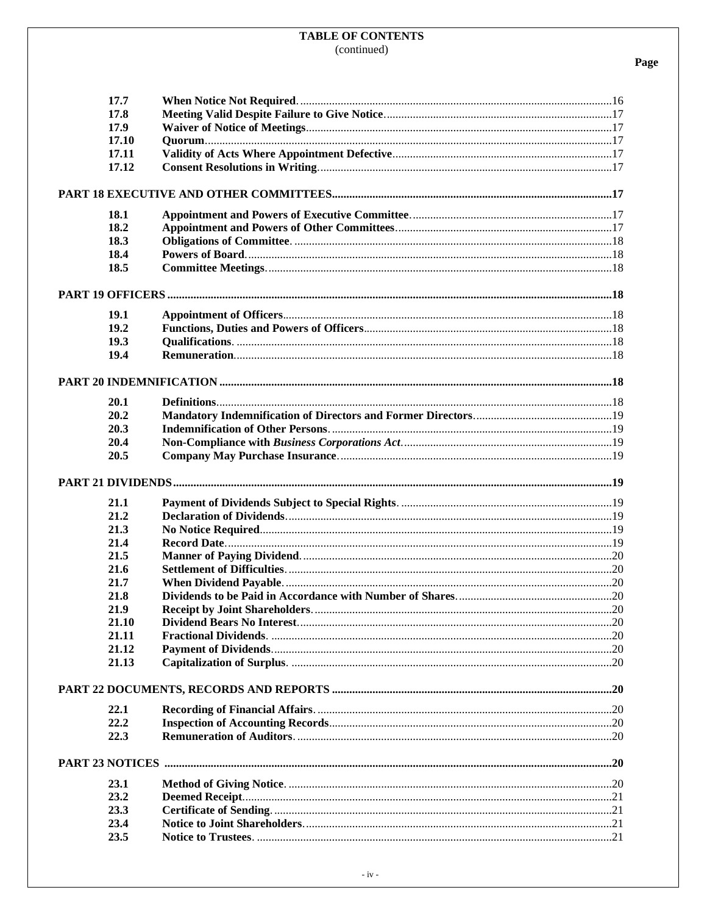**TABLE OF CONTENTS**
(continued)

| | | Page |
|---|---|---|
| 17.7 | **When Notice Not Required** | 16 |
| 17.8 | **Meeting Valid Despite Failure to Give Notice** | 17 |
| 17.9 | **Waiver of Notice of Meetings** | 17 |
| 17.10 | **Quorum** | 17 |
| 17.11 | **Validity of Acts Where Appointment Defective** | 17 |
| 17.12 | **Consent Resolutions in Writing** | 17 |
| **PART 18 EXECUTIVE AND OTHER COMMITTEES** | | **17** |
| 18.1 | **Appointment and Powers of Executive Committee** | 17 |
| 18.2 | **Appointment and Powers of Other Committees** | 17 |
| 18.3 | **Obligations of Committee** | 18 |
| 18.4 | **Powers of Board** | 18 |
| 18.5 | **Committee Meetings** | 18 |
| **PART 19 OFFICERS** | | **18** |
| 19.1 | **Appointment of Officers** | 18 |
| 19.2 | **Functions, Duties and Powers of Officers** | 18 |
| 19.3 | **Qualifications** | 18 |
| 19.4 | **Remuneration** | 18 |
| **PART 20 INDEMNIFICATION** | | **18** |
| 20.1 | **Definitions** | 18 |
| 20.2 | **Mandatory Indemnification of Directors and Former Directors** | 19 |
| 20.3 | **Indemnification of Other Persons** | 19 |
| 20.4 | **Non-Compliance with *Business Corporations Act*** | 19 |
| 20.5 | **Company May Purchase Insurance** | 19 |
| **PART 21 DIVIDENDS** | | **19** |
| 21.1 | **Payment of Dividends Subject to Special Rights** | 19 |
| 21.2 | **Declaration of Dividends** | 19 |
| 21.3 | **No Notice Required** | 19 |
| 21.4 | **Record Date** | 19 |
| 21.5 | **Manner of Paying Dividend** | 20 |
| 21.6 | **Settlement of Difficulties** | 20 |
| 21.7 | **When Dividend Payable** | 20 |
| 21.8 | **Dividends to be Paid in Accordance with Number of Shares** | 20 |
| 21.9 | **Receipt by Joint Shareholders** | 20 |
| 21.10 | **Dividend Bears No Interest** | 20 |
| 21.11 | **Fractional Dividends** | 20 |
| 21.12 | **Payment of Dividends** | 20 |
| 21.13 | **Capitalization of Surplus** | 20 |
| **PART 22 DOCUMENTS, RECORDS AND REPORTS** | | **20** |
| 22.1 | **Recording of Financial Affairs** | 20 |
| 22.2 | **Inspection of Accounting Records** | 20 |
| 22.3 | **Remuneration of Auditors** | 20 |
| **PART 23 NOTICES** | | **20** |
| 23.1 | **Method of Giving Notice** | 20 |
| 23.2 | **Deemed Receipt** | 21 |
| 23.3 | **Certificate of Sending** | 21 |
| 23.4 | **Notice to Joint Shareholders** | 21 |
| 23.5 | **Notice to Trustees** | 21 |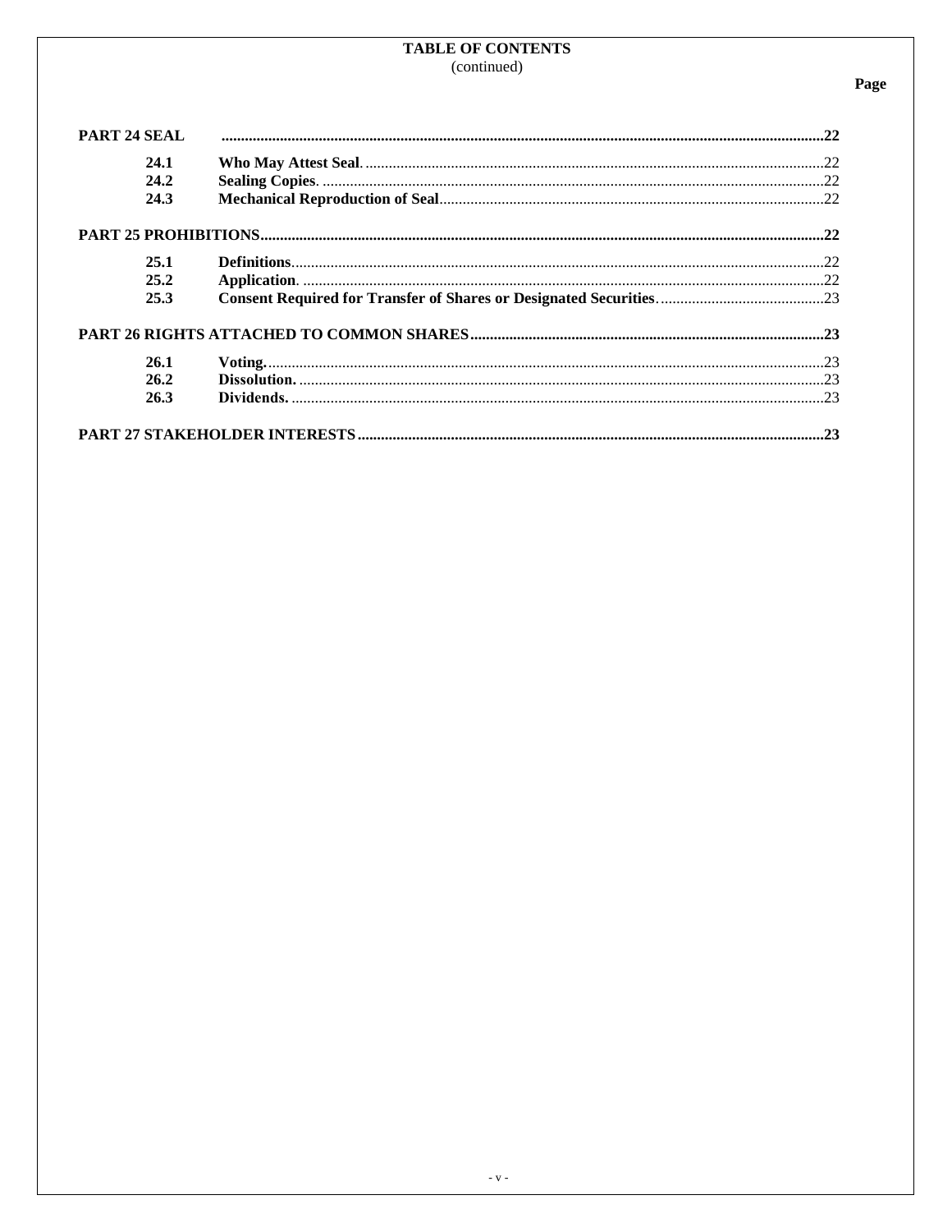**TABLE OF CONTENTS**
(continued)

| | | Page |
|---|---|---|
| **PART 24 SEAL** | | **22** |
| **24.1** | **Who May Attest Seal**. | 22 |
| **24.2** | **Sealing Copies**. | 22 |
| **24.3** | **Mechanical Reproduction of Seal** | 22 |
| **PART 25 PROHIBITIONS** | | **22** |
| **25.1** | **Definitions** | 22 |
| **25.2** | **Application**. | 22 |
| **25.3** | **Consent Required for Transfer of Shares or Designated Securities**. | 23 |
| **PART 26 RIGHTS ATTACHED TO COMMON SHARES** | | **23** |
| **26.1** | **Voting.** | 23 |
| **26.2** | **Dissolution.** | 23 |
| **26.3** | **Dividends.** | 23 |
| **PART 27 STAKEHOLDER INTERESTS** | | **23** |